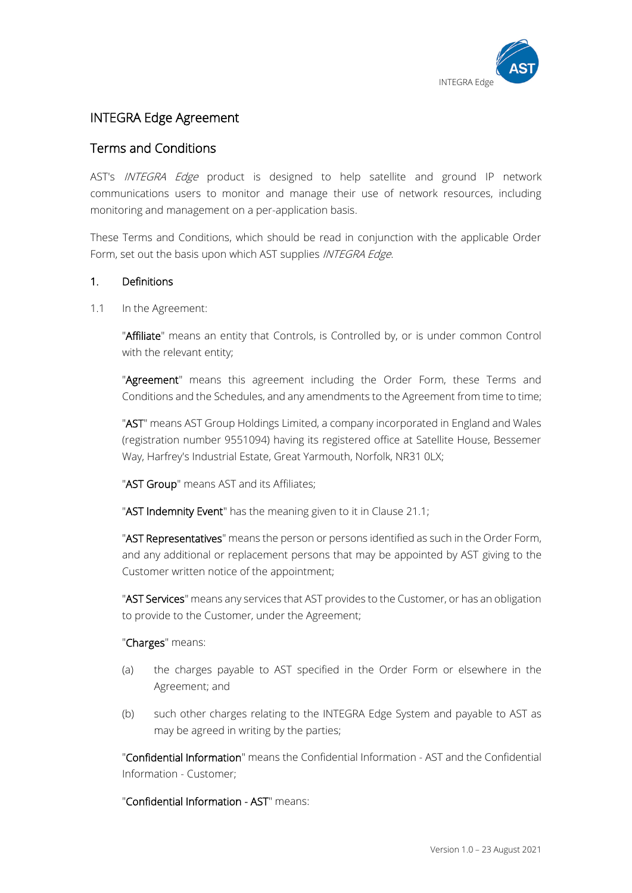# INTEGRA Edge Agreement

## Terms and Conditions

AST's *INTEGRA Edge* product is designed to help satellite and ground IP network communications users to monitor and manage their use of network resources, including monitoring and management on a per-application basis.

These Terms and Conditions, which should be read in conjunction with the applicable Order Form, set out the basis upon which AST supplies *INTEGRA Edge*.

### 1. Definitions

1.1 In the Agreement:

"**Affiliate**" means an entity that Controls, is Controlled by, or is under common Control with the relevant entity;

"**Agreement**" means this agreement including the Order Form, these Terms and Conditions and the Schedules, and any amendments to the Agreement from time to time;

"**AST**" means AST Group Holdings Limited, a company incorporated in England and Wales (registration number 9551094) having its registered office at Satellite House, Bessemer Way, Harfrey's Industrial Estate, Great Yarmouth, Norfolk, NR31 0LX;

"**AST Group**" means AST and its Affiliates;

"**AST Indemnity Event**" has the meaning given to it in Clause 21.1;

"**AST Representatives**" means the person or persons identified as such in the Order Form, and any additional or replacement persons that may be appointed by AST giving to the Customer written notice of the appointment;

"**AST Services**" means any services that AST provides to the Customer, or has an obligation to provide to the Customer, under the Agreement;

"**Charges**" means:

(a) the charges payable to AST specified in the Order Form or elsewhere in the Agreement; and

(b) such other charges relating to the INTEGRA Edge System and payable to AST as may be agreed in writing by the parties;

"**Confidential Information**" means the Confidential Information - AST and the Confidential Information - Customer;

"**Confidential Information - AST**" means: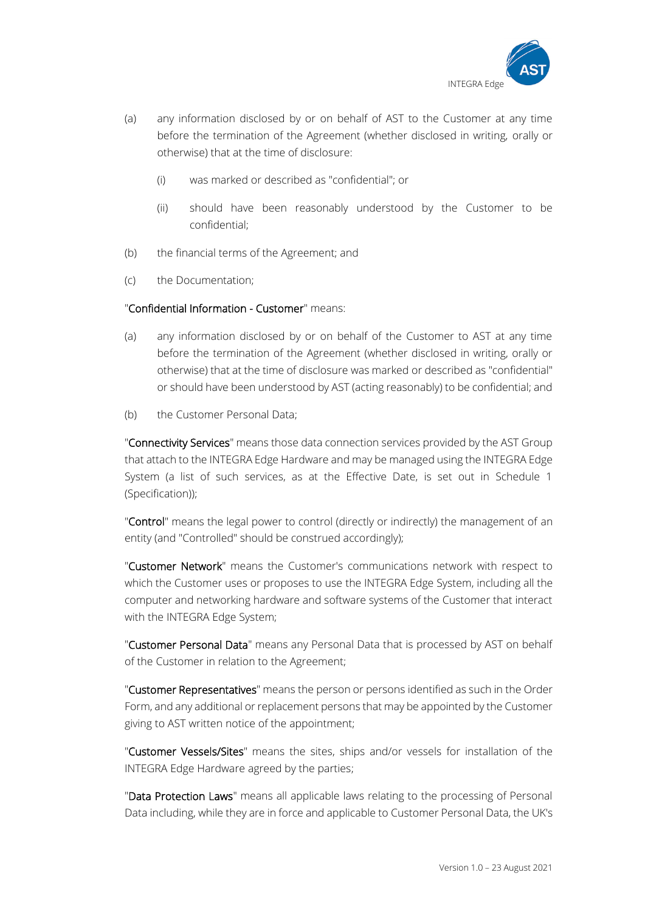(a) any information disclosed by or on behalf of AST to the Customer at any time before the termination of the Agreement (whether disclosed in writing, orally or otherwise) that at the time of disclosure:

  (i) was marked or described as "confidential"; or

  (ii) should have been reasonably understood by the Customer to be confidential;

(b) the financial terms of the Agreement; and

(c) the Documentation;

"Confidential Information - Customer" means:

(a) any information disclosed by or on behalf of the Customer to AST at any time before the termination of the Agreement (whether disclosed in writing, orally or otherwise) that at the time of disclosure was marked or described as "confidential" or should have been understood by AST (acting reasonably) to be confidential; and

(b) the Customer Personal Data;

"Connectivity Services" means those data connection services provided by the AST Group that attach to the INTEGRA Edge Hardware and may be managed using the INTEGRA Edge System (a list of such services, as at the Effective Date, is set out in Schedule 1 (Specification));

"Control" means the legal power to control (directly or indirectly) the management of an entity (and "Controlled" should be construed accordingly);

"Customer Network" means the Customer's communications network with respect to which the Customer uses or proposes to use the INTEGRA Edge System, including all the computer and networking hardware and software systems of the Customer that interact with the INTEGRA Edge System;

"Customer Personal Data" means any Personal Data that is processed by AST on behalf of the Customer in relation to the Agreement;

"Customer Representatives" means the person or persons identified as such in the Order Form, and any additional or replacement persons that may be appointed by the Customer giving to AST written notice of the appointment;

"Customer Vessels/Sites" means the sites, ships and/or vessels for installation of the INTEGRA Edge Hardware agreed by the parties;

"Data Protection Laws" means all applicable laws relating to the processing of Personal Data including, while they are in force and applicable to Customer Personal Data, the UK's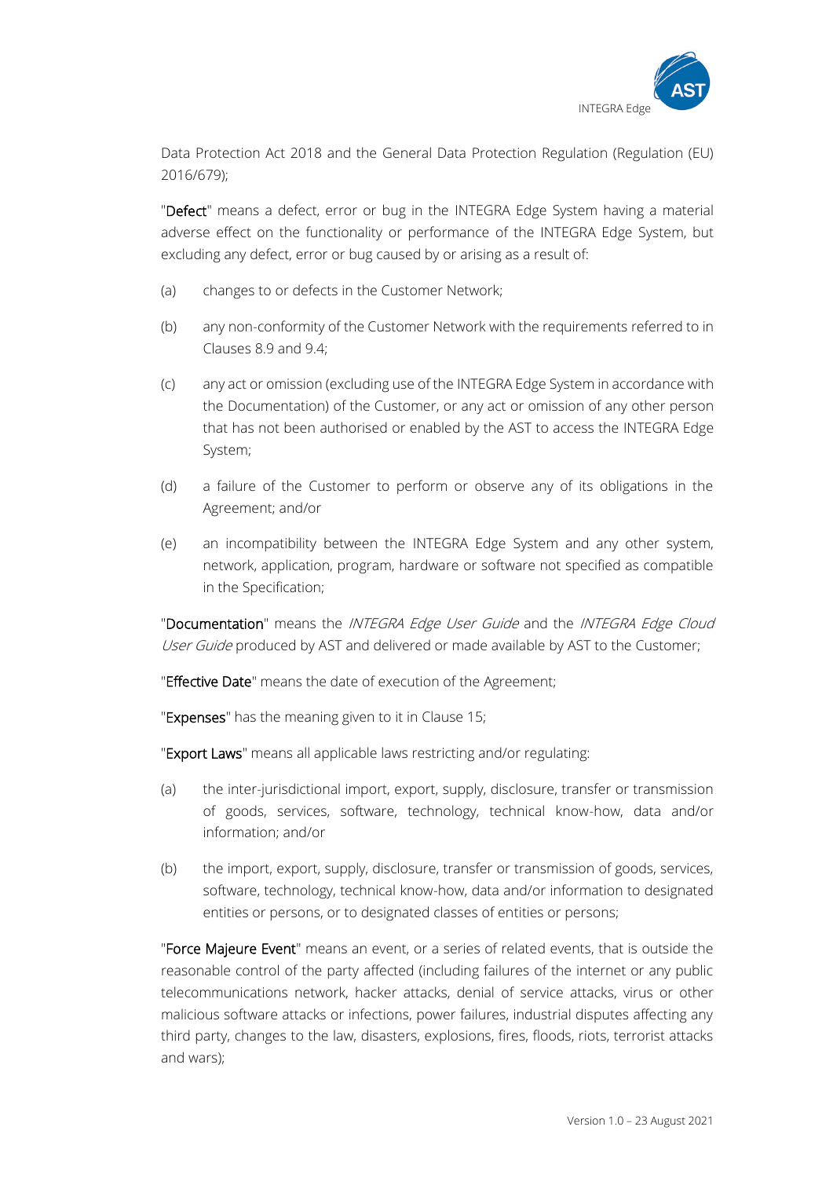Data Protection Act 2018 and the General Data Protection Regulation (Regulation (EU) 2016/679);

"**Defect**" means a defect, error or bug in the INTEGRA Edge System having a material adverse effect on the functionality or performance of the INTEGRA Edge System, but excluding any defect, error or bug caused by or arising as a result of:

(a) changes to or defects in the Customer Network;

(b) any non-conformity of the Customer Network with the requirements referred to in Clauses 8.9 and 9.4;

(c) any act or omission (excluding use of the INTEGRA Edge System in accordance with the Documentation) of the Customer, or any act or omission of any other person that has not been authorised or enabled by the AST to access the INTEGRA Edge System;

(d) a failure of the Customer to perform or observe any of its obligations in the Agreement; and/or

(e) an incompatibility between the INTEGRA Edge System and any other system, network, application, program, hardware or software not specified as compatible in the Specification;

"**Documentation**" means the *INTEGRA Edge User Guide* and the *INTEGRA Edge Cloud User Guide* produced by AST and delivered or made available by AST to the Customer;

"**Effective Date**" means the date of execution of the Agreement;

"**Expenses**" has the meaning given to it in Clause 15;

"**Export Laws**" means all applicable laws restricting and/or regulating:

(a) the inter-jurisdictional import, export, supply, disclosure, transfer or transmission of goods, services, software, technology, technical know-how, data and/or information; and/or

(b) the import, export, supply, disclosure, transfer or transmission of goods, services, software, technology, technical know-how, data and/or information to designated entities or persons, or to designated classes of entities or persons;

"**Force Majeure Event**" means an event, or a series of related events, that is outside the reasonable control of the party affected (including failures of the internet or any public telecommunications network, hacker attacks, denial of service attacks, virus or other malicious software attacks or infections, power failures, industrial disputes affecting any third party, changes to the law, disasters, explosions, fires, floods, riots, terrorist attacks and wars);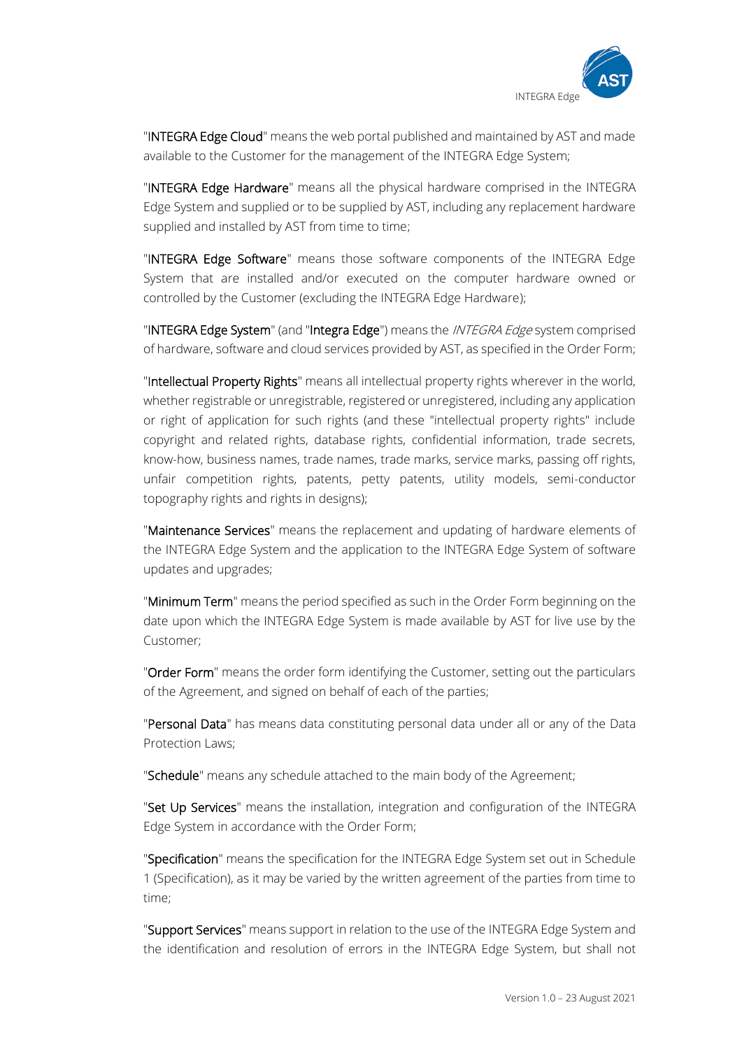"**INTEGRA Edge Cloud**" means the web portal published and maintained by AST and made available to the Customer for the management of the INTEGRA Edge System;

"**INTEGRA Edge Hardware**" means all the physical hardware comprised in the INTEGRA Edge System and supplied or to be supplied by AST, including any replacement hardware supplied and installed by AST from time to time;

"**INTEGRA Edge Software**" means those software components of the INTEGRA Edge System that are installed and/or executed on the computer hardware owned or controlled by the Customer (excluding the INTEGRA Edge Hardware);

"**INTEGRA Edge System**" (and "**Integra Edge**") means the *INTEGRA Edge* system comprised of hardware, software and cloud services provided by AST, as specified in the Order Form;

"**Intellectual Property Rights**" means all intellectual property rights wherever in the world, whether registrable or unregistrable, registered or unregistered, including any application or right of application for such rights (and these "intellectual property rights" include copyright and related rights, database rights, confidential information, trade secrets, know-how, business names, trade names, trade marks, service marks, passing off rights, unfair competition rights, patents, petty patents, utility models, semi-conductor topography rights and rights in designs);

"**Maintenance Services**" means the replacement and updating of hardware elements of the INTEGRA Edge System and the application to the INTEGRA Edge System of software updates and upgrades;

"**Minimum Term**" means the period specified as such in the Order Form beginning on the date upon which the INTEGRA Edge System is made available by AST for live use by the Customer;

"**Order Form**" means the order form identifying the Customer, setting out the particulars of the Agreement, and signed on behalf of each of the parties;

"**Personal Data**" has means data constituting personal data under all or any of the Data Protection Laws;

"**Schedule**" means any schedule attached to the main body of the Agreement;

"**Set Up Services**" means the installation, integration and configuration of the INTEGRA Edge System in accordance with the Order Form;

"**Specification**" means the specification for the INTEGRA Edge System set out in Schedule 1 (Specification), as it may be varied by the written agreement of the parties from time to time;

"**Support Services**" means support in relation to the use of the INTEGRA Edge System and the identification and resolution of errors in the INTEGRA Edge System, but shall not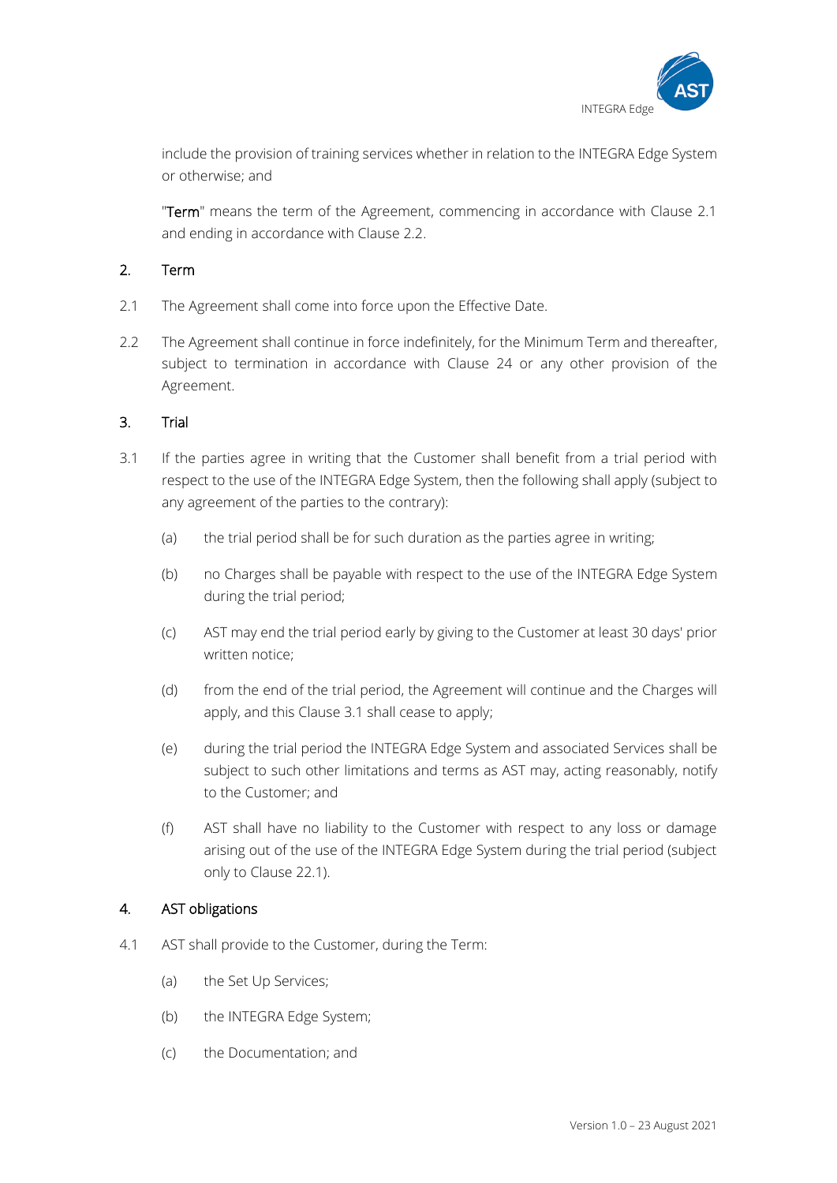include the provision of training services whether in relation to the INTEGRA Edge System or otherwise; and

"**Term**" means the term of the Agreement, commencing in accordance with Clause 2.1 and ending in accordance with Clause 2.2.

## 2. Term

2.1 The Agreement shall come into force upon the Effective Date.

2.2 The Agreement shall continue in force indefinitely, for the Minimum Term and thereafter, subject to termination in accordance with Clause 24 or any other provision of the Agreement.

## 3. Trial

3.1 If the parties agree in writing that the Customer shall benefit from a trial period with respect to the use of the INTEGRA Edge System, then the following shall apply (subject to any agreement of the parties to the contrary):

(a) the trial period shall be for such duration as the parties agree in writing;

(b) no Charges shall be payable with respect to the use of the INTEGRA Edge System during the trial period;

(c) AST may end the trial period early by giving to the Customer at least 30 days' prior written notice;

(d) from the end of the trial period, the Agreement will continue and the Charges will apply, and this Clause 3.1 shall cease to apply;

(e) during the trial period the INTEGRA Edge System and associated Services shall be subject to such other limitations and terms as AST may, acting reasonably, notify to the Customer; and

(f) AST shall have no liability to the Customer with respect to any loss or damage arising out of the use of the INTEGRA Edge System during the trial period (subject only to Clause 22.1).

## 4. AST obligations

4.1 AST shall provide to the Customer, during the Term:

(a) the Set Up Services;

(b) the INTEGRA Edge System;

(c) the Documentation; and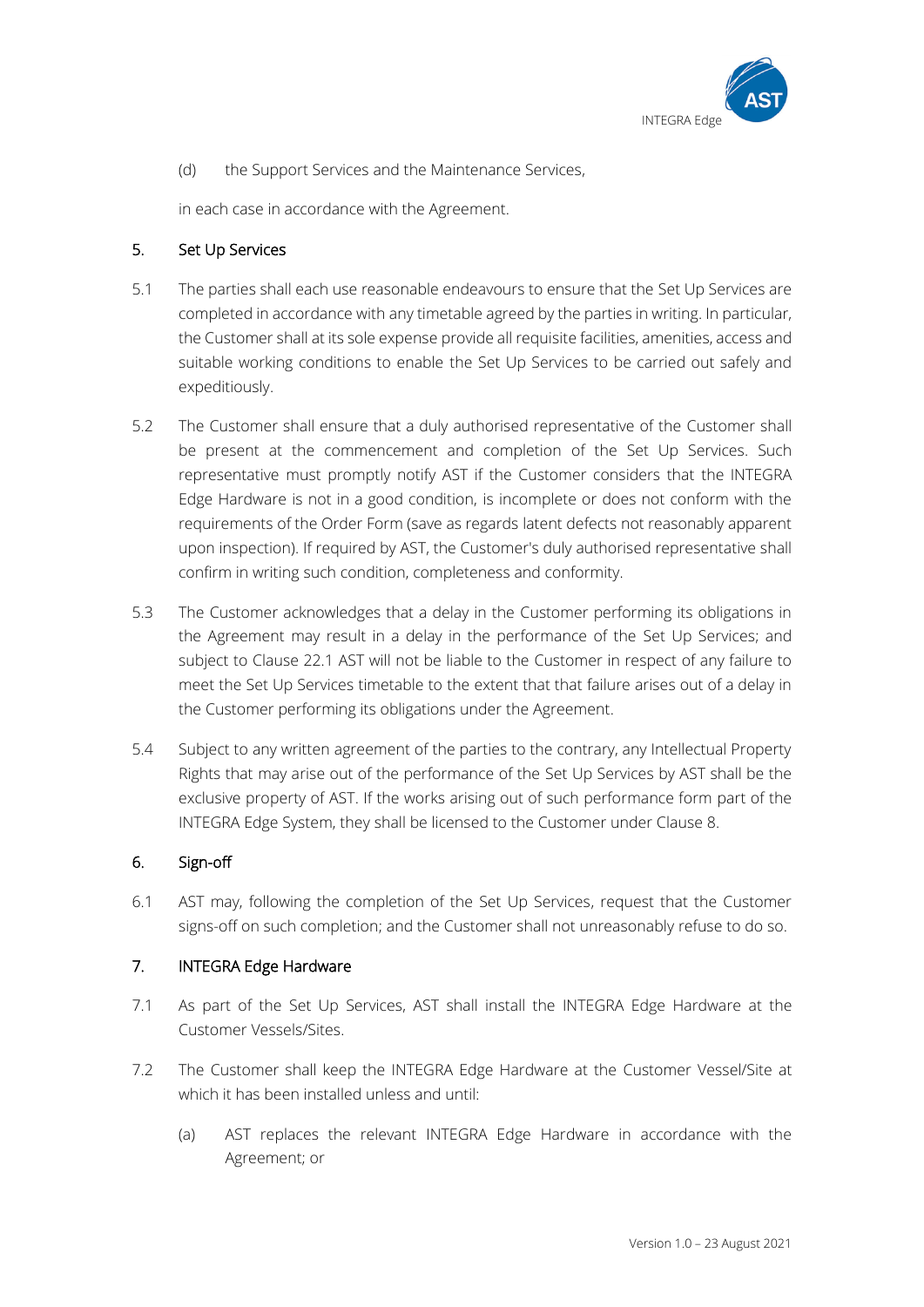(d) the Support Services and the Maintenance Services,

in each case in accordance with the Agreement.

## 5. Set Up Services

5.1 The parties shall each use reasonable endeavours to ensure that the Set Up Services are completed in accordance with any timetable agreed by the parties in writing. In particular, the Customer shall at its sole expense provide all requisite facilities, amenities, access and suitable working conditions to enable the Set Up Services to be carried out safely and expeditiously.

5.2 The Customer shall ensure that a duly authorised representative of the Customer shall be present at the commencement and completion of the Set Up Services. Such representative must promptly notify AST if the Customer considers that the INTEGRA Edge Hardware is not in a good condition, is incomplete or does not conform with the requirements of the Order Form (save as regards latent defects not reasonably apparent upon inspection). If required by AST, the Customer's duly authorised representative shall confirm in writing such condition, completeness and conformity.

5.3 The Customer acknowledges that a delay in the Customer performing its obligations in the Agreement may result in a delay in the performance of the Set Up Services; and subject to Clause 22.1 AST will not be liable to the Customer in respect of any failure to meet the Set Up Services timetable to the extent that that failure arises out of a delay in the Customer performing its obligations under the Agreement.

5.4 Subject to any written agreement of the parties to the contrary, any Intellectual Property Rights that may arise out of the performance of the Set Up Services by AST shall be the exclusive property of AST. If the works arising out of such performance form part of the INTEGRA Edge System, they shall be licensed to the Customer under Clause 8.

## 6. Sign-off

6.1 AST may, following the completion of the Set Up Services, request that the Customer signs-off on such completion; and the Customer shall not unreasonably refuse to do so.

## 7. INTEGRA Edge Hardware

7.1 As part of the Set Up Services, AST shall install the INTEGRA Edge Hardware at the Customer Vessels/Sites.

7.2 The Customer shall keep the INTEGRA Edge Hardware at the Customer Vessel/Site at which it has been installed unless and until:

(a) AST replaces the relevant INTEGRA Edge Hardware in accordance with the Agreement; or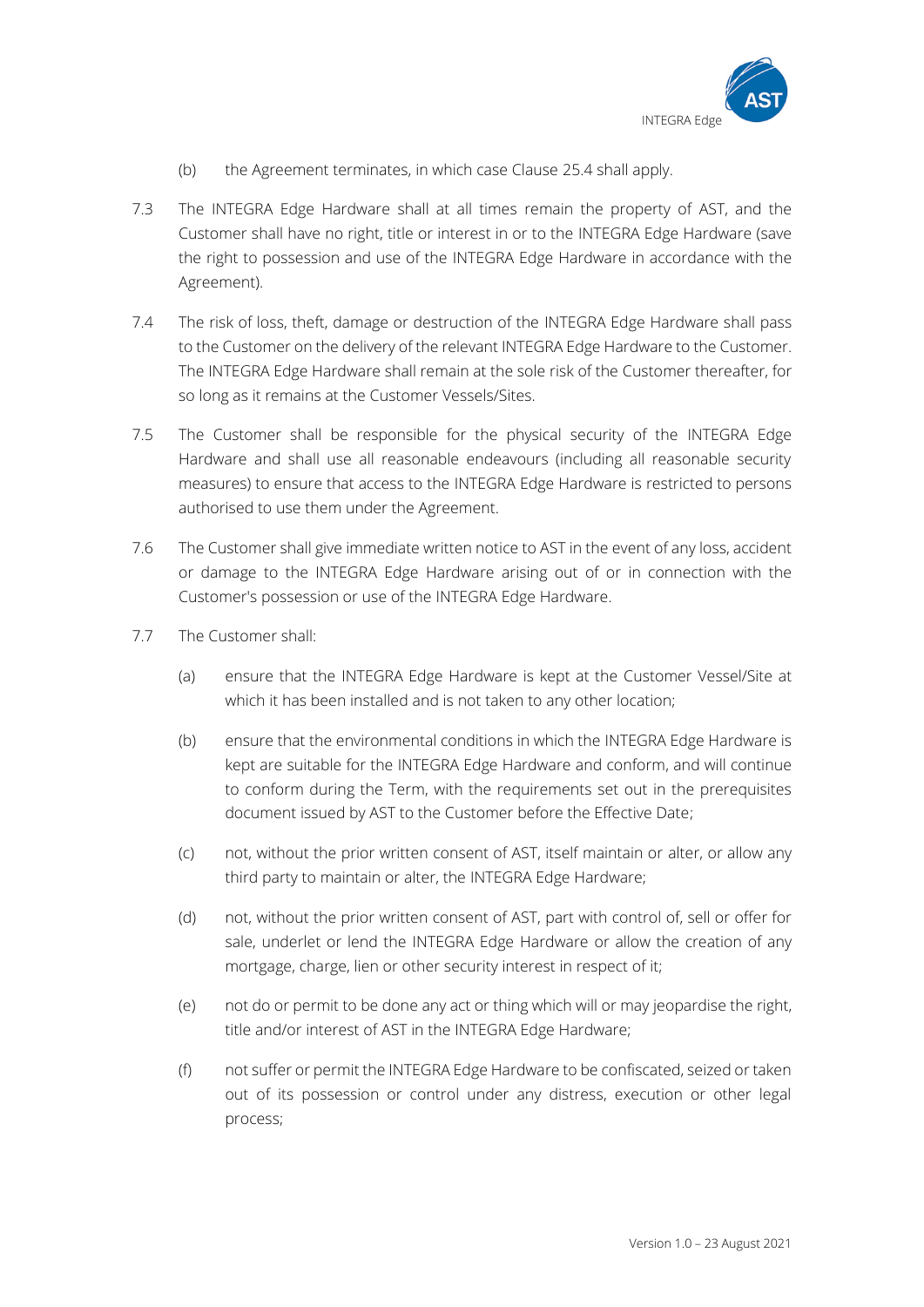(b) the Agreement terminates, in which case Clause 25.4 shall apply.

7.3 The INTEGRA Edge Hardware shall at all times remain the property of AST, and the Customer shall have no right, title or interest in or to the INTEGRA Edge Hardware (save the right to possession and use of the INTEGRA Edge Hardware in accordance with the Agreement).

7.4 The risk of loss, theft, damage or destruction of the INTEGRA Edge Hardware shall pass to the Customer on the delivery of the relevant INTEGRA Edge Hardware to the Customer. The INTEGRA Edge Hardware shall remain at the sole risk of the Customer thereafter, for so long as it remains at the Customer Vessels/Sites.

7.5 The Customer shall be responsible for the physical security of the INTEGRA Edge Hardware and shall use all reasonable endeavours (including all reasonable security measures) to ensure that access to the INTEGRA Edge Hardware is restricted to persons authorised to use them under the Agreement.

7.6 The Customer shall give immediate written notice to AST in the event of any loss, accident or damage to the INTEGRA Edge Hardware arising out of or in connection with the Customer's possession or use of the INTEGRA Edge Hardware.

7.7 The Customer shall:

(a) ensure that the INTEGRA Edge Hardware is kept at the Customer Vessel/Site at which it has been installed and is not taken to any other location;

(b) ensure that the environmental conditions in which the INTEGRA Edge Hardware is kept are suitable for the INTEGRA Edge Hardware and conform, and will continue to conform during the Term, with the requirements set out in the prerequisites document issued by AST to the Customer before the Effective Date;

(c) not, without the prior written consent of AST, itself maintain or alter, or allow any third party to maintain or alter, the INTEGRA Edge Hardware;

(d) not, without the prior written consent of AST, part with control of, sell or offer for sale, underlet or lend the INTEGRA Edge Hardware or allow the creation of any mortgage, charge, lien or other security interest in respect of it;

(e) not do or permit to be done any act or thing which will or may jeopardise the right, title and/or interest of AST in the INTEGRA Edge Hardware;

(f) not suffer or permit the INTEGRA Edge Hardware to be confiscated, seized or taken out of its possession or control under any distress, execution or other legal process;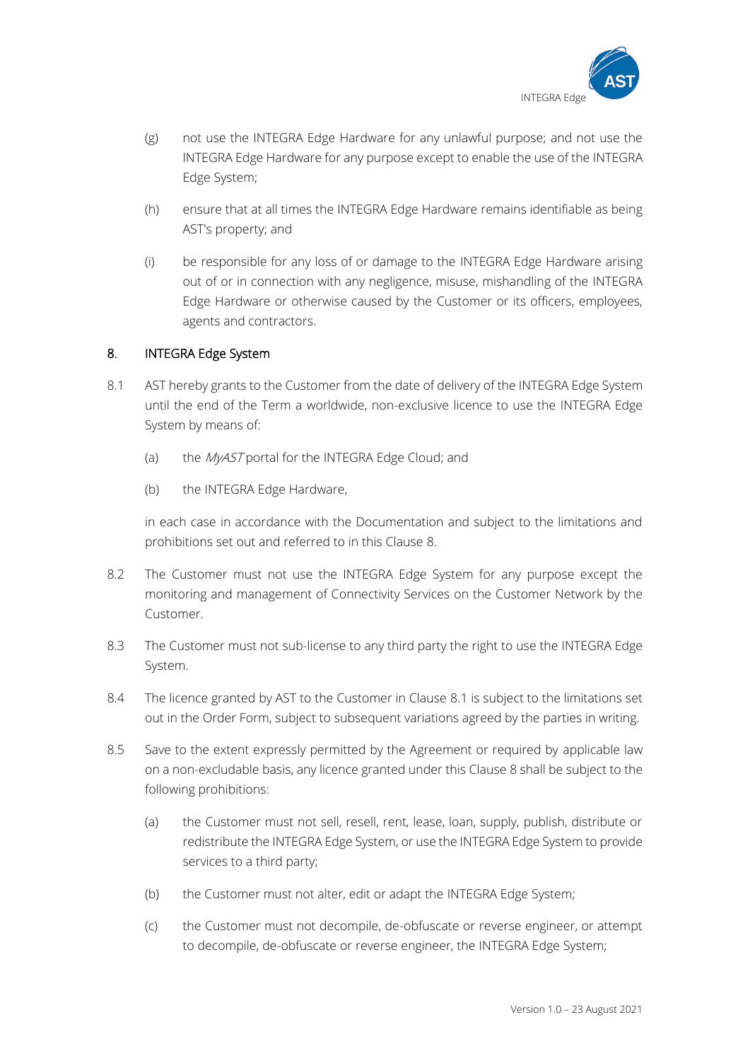(g) not use the INTEGRA Edge Hardware for any unlawful purpose; and not use the INTEGRA Edge Hardware for any purpose except to enable the use of the INTEGRA Edge System;

(h) ensure that at all times the INTEGRA Edge Hardware remains identifiable as being AST's property; and

(i) be responsible for any loss of or damage to the INTEGRA Edge Hardware arising out of or in connection with any negligence, misuse, mishandling of the INTEGRA Edge Hardware or otherwise caused by the Customer or its officers, employees, agents and contractors.

## 8. INTEGRA Edge System

8.1 AST hereby grants to the Customer from the date of delivery of the INTEGRA Edge System until the end of the Term a worldwide, non-exclusive licence to use the INTEGRA Edge System by means of:

(a) the *MyAST* portal for the INTEGRA Edge Cloud; and

(b) the INTEGRA Edge Hardware,

in each case in accordance with the Documentation and subject to the limitations and prohibitions set out and referred to in this Clause 8.

8.2 The Customer must not use the INTEGRA Edge System for any purpose except the monitoring and management of Connectivity Services on the Customer Network by the Customer.

8.3 The Customer must not sub-license to any third party the right to use the INTEGRA Edge System.

8.4 The licence granted by AST to the Customer in Clause 8.1 is subject to the limitations set out in the Order Form, subject to subsequent variations agreed by the parties in writing.

8.5 Save to the extent expressly permitted by the Agreement or required by applicable law on a non-excludable basis, any licence granted under this Clause 8 shall be subject to the following prohibitions:

(a) the Customer must not sell, resell, rent, lease, loan, supply, publish, distribute or redistribute the INTEGRA Edge System, or use the INTEGRA Edge System to provide services to a third party;

(b) the Customer must not alter, edit or adapt the INTEGRA Edge System;

(c) the Customer must not decompile, de-obfuscate or reverse engineer, or attempt to decompile, de-obfuscate or reverse engineer, the INTEGRA Edge System;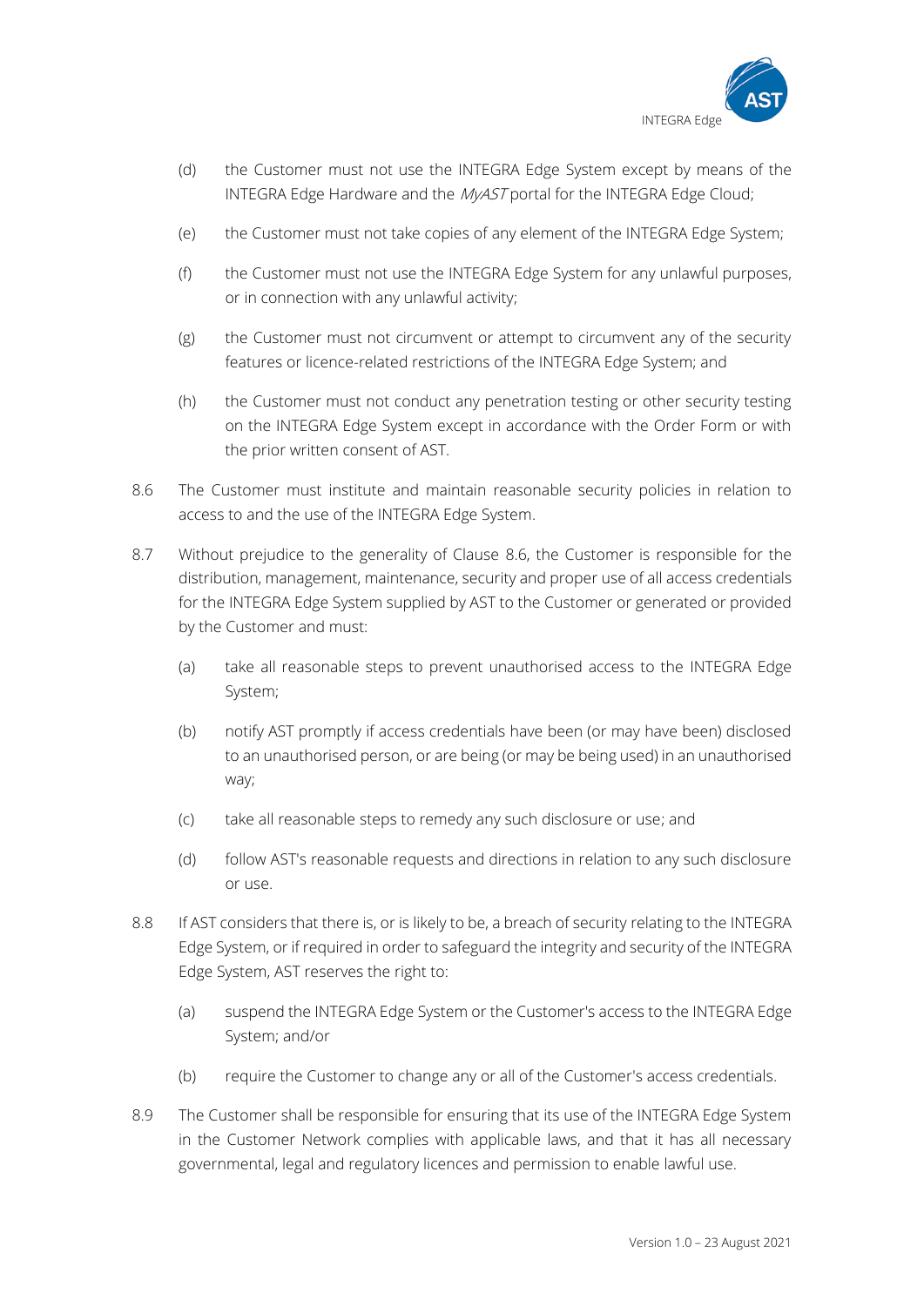(d) the Customer must not use the INTEGRA Edge System except by means of the INTEGRA Edge Hardware and the *MyAST* portal for the INTEGRA Edge Cloud;

(e) the Customer must not take copies of any element of the INTEGRA Edge System;

(f) the Customer must not use the INTEGRA Edge System for any unlawful purposes, or in connection with any unlawful activity;

(g) the Customer must not circumvent or attempt to circumvent any of the security features or licence-related restrictions of the INTEGRA Edge System; and

(h) the Customer must not conduct any penetration testing or other security testing on the INTEGRA Edge System except in accordance with the Order Form or with the prior written consent of AST.

8.6 The Customer must institute and maintain reasonable security policies in relation to access to and the use of the INTEGRA Edge System.

8.7 Without prejudice to the generality of Clause 8.6, the Customer is responsible for the distribution, management, maintenance, security and proper use of all access credentials for the INTEGRA Edge System supplied by AST to the Customer or generated or provided by the Customer and must:

(a) take all reasonable steps to prevent unauthorised access to the INTEGRA Edge System;

(b) notify AST promptly if access credentials have been (or may have been) disclosed to an unauthorised person, or are being (or may be being used) in an unauthorised way;

(c) take all reasonable steps to remedy any such disclosure or use; and

(d) follow AST's reasonable requests and directions in relation to any such disclosure or use.

8.8 If AST considers that there is, or is likely to be, a breach of security relating to the INTEGRA Edge System, or if required in order to safeguard the integrity and security of the INTEGRA Edge System, AST reserves the right to:

(a) suspend the INTEGRA Edge System or the Customer's access to the INTEGRA Edge System; and/or

(b) require the Customer to change any or all of the Customer's access credentials.

8.9 The Customer shall be responsible for ensuring that its use of the INTEGRA Edge System in the Customer Network complies with applicable laws, and that it has all necessary governmental, legal and regulatory licences and permission to enable lawful use.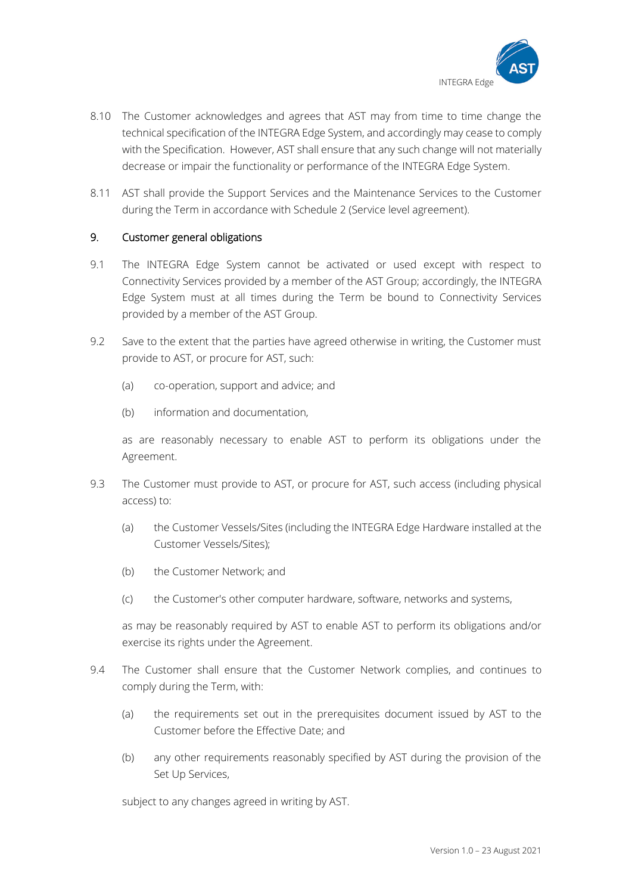8.10 The Customer acknowledges and agrees that AST may from time to time change the technical specification of the INTEGRA Edge System, and accordingly may cease to comply with the Specification. However, AST shall ensure that any such change will not materially decrease or impair the functionality or performance of the INTEGRA Edge System.

8.11 AST shall provide the Support Services and the Maintenance Services to the Customer during the Term in accordance with Schedule 2 (Service level agreement).

## 9. Customer general obligations

9.1 The INTEGRA Edge System cannot be activated or used except with respect to Connectivity Services provided by a member of the AST Group; accordingly, the INTEGRA Edge System must at all times during the Term be bound to Connectivity Services provided by a member of the AST Group.

9.2 Save to the extent that the parties have agreed otherwise in writing, the Customer must provide to AST, or procure for AST, such:

(a) co-operation, support and advice; and

(b) information and documentation,

as are reasonably necessary to enable AST to perform its obligations under the Agreement.

9.3 The Customer must provide to AST, or procure for AST, such access (including physical access) to:

(a) the Customer Vessels/Sites (including the INTEGRA Edge Hardware installed at the Customer Vessels/Sites);

(b) the Customer Network; and

(c) the Customer's other computer hardware, software, networks and systems,

as may be reasonably required by AST to enable AST to perform its obligations and/or exercise its rights under the Agreement.

9.4 The Customer shall ensure that the Customer Network complies, and continues to comply during the Term, with:

(a) the requirements set out in the prerequisites document issued by AST to the Customer before the Effective Date; and

(b) any other requirements reasonably specified by AST during the provision of the Set Up Services,

subject to any changes agreed in writing by AST.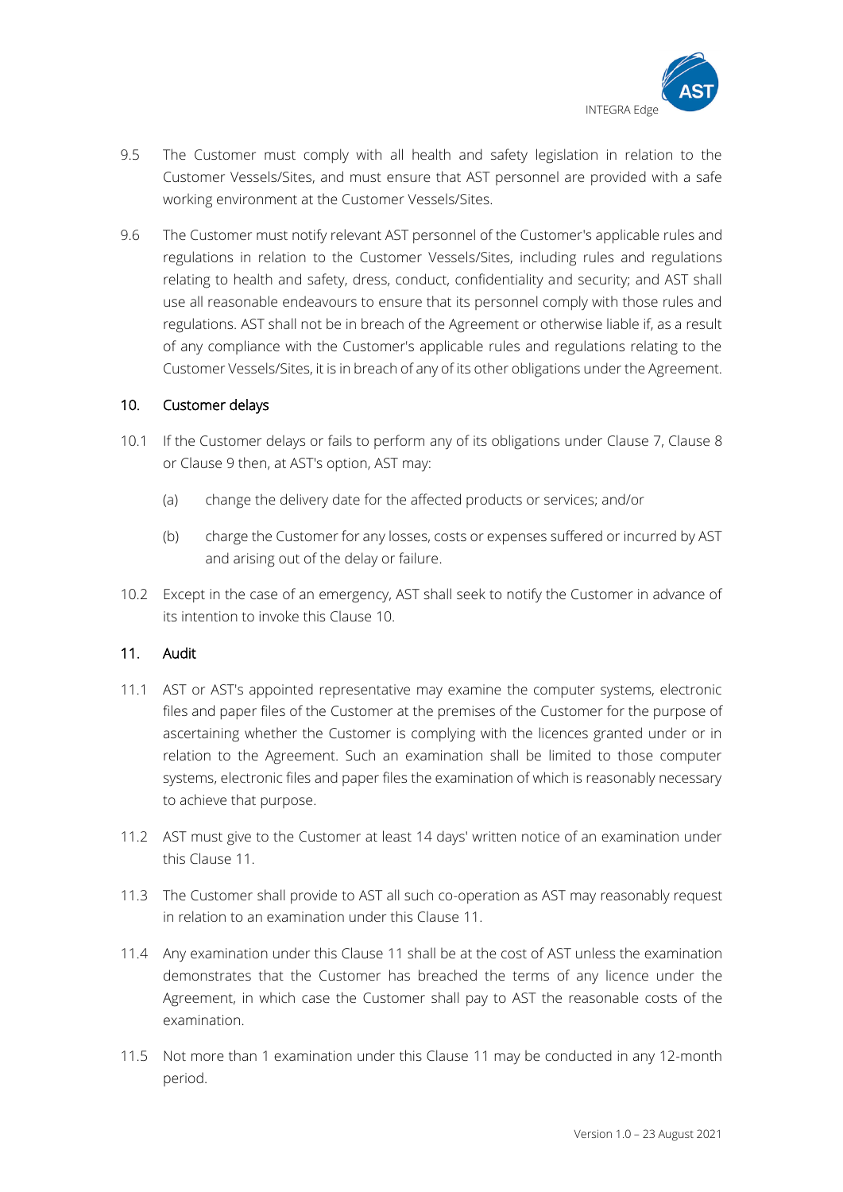9.5 The Customer must comply with all health and safety legislation in relation to the Customer Vessels/Sites, and must ensure that AST personnel are provided with a safe working environment at the Customer Vessels/Sites.

9.6 The Customer must notify relevant AST personnel of the Customer's applicable rules and regulations in relation to the Customer Vessels/Sites, including rules and regulations relating to health and safety, dress, conduct, confidentiality and security; and AST shall use all reasonable endeavours to ensure that its personnel comply with those rules and regulations. AST shall not be in breach of the Agreement or otherwise liable if, as a result of any compliance with the Customer's applicable rules and regulations relating to the Customer Vessels/Sites, it is in breach of any of its other obligations under the Agreement.

## 10. Customer delays

10.1 If the Customer delays or fails to perform any of its obligations under Clause 7, Clause 8 or Clause 9 then, at AST's option, AST may:

(a) change the delivery date for the affected products or services; and/or

(b) charge the Customer for any losses, costs or expenses suffered or incurred by AST and arising out of the delay or failure.

10.2 Except in the case of an emergency, AST shall seek to notify the Customer in advance of its intention to invoke this Clause 10.

## 11. Audit

11.1 AST or AST's appointed representative may examine the computer systems, electronic files and paper files of the Customer at the premises of the Customer for the purpose of ascertaining whether the Customer is complying with the licences granted under or in relation to the Agreement. Such an examination shall be limited to those computer systems, electronic files and paper files the examination of which is reasonably necessary to achieve that purpose.

11.2 AST must give to the Customer at least 14 days' written notice of an examination under this Clause 11.

11.3 The Customer shall provide to AST all such co-operation as AST may reasonably request in relation to an examination under this Clause 11.

11.4 Any examination under this Clause 11 shall be at the cost of AST unless the examination demonstrates that the Customer has breached the terms of any licence under the Agreement, in which case the Customer shall pay to AST the reasonable costs of the examination.

11.5 Not more than 1 examination under this Clause 11 may be conducted in any 12-month period.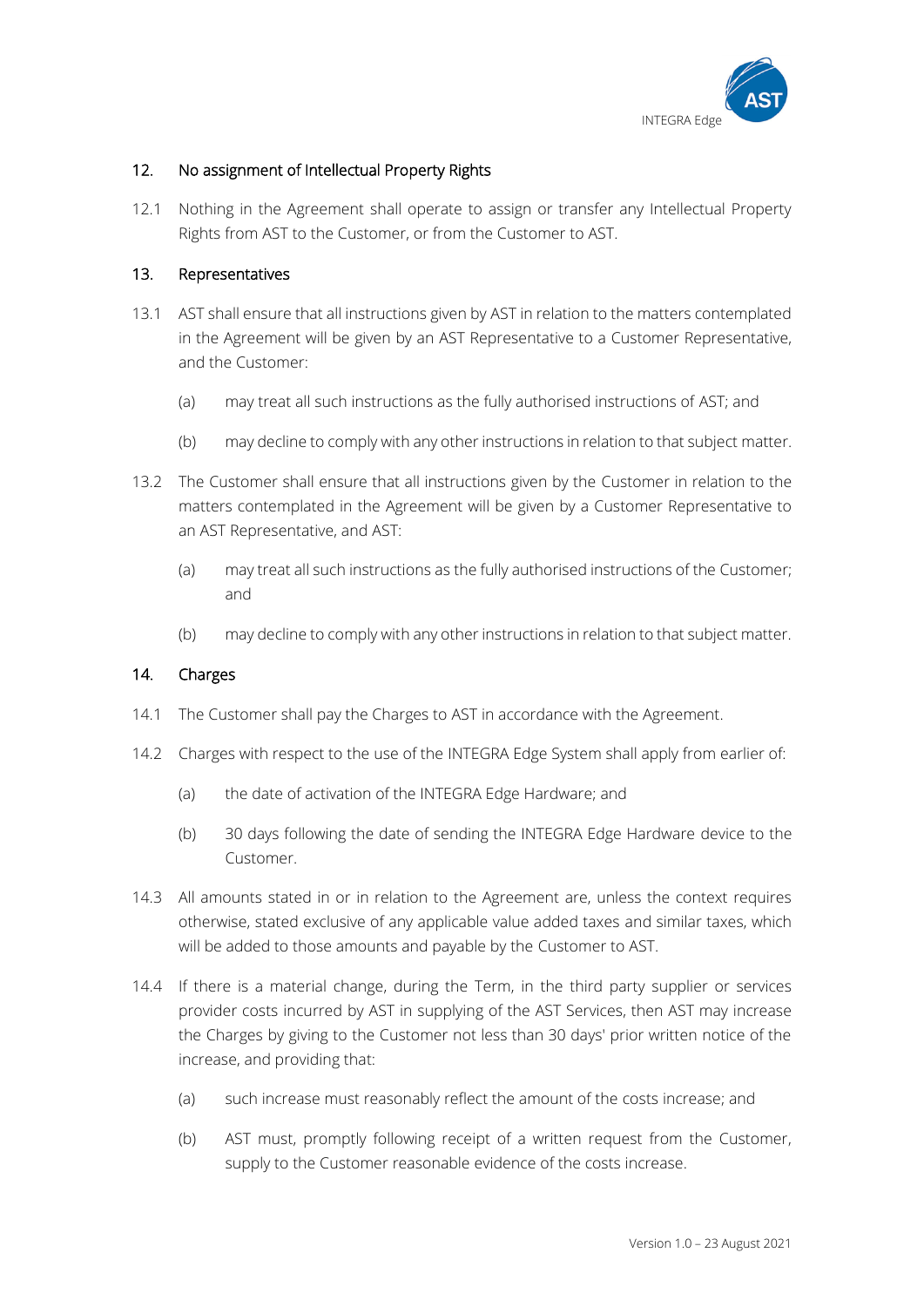## 12. No assignment of Intellectual Property Rights

12.1 Nothing in the Agreement shall operate to assign or transfer any Intellectual Property Rights from AST to the Customer, or from the Customer to AST.

## 13. Representatives

13.1 AST shall ensure that all instructions given by AST in relation to the matters contemplated in the Agreement will be given by an AST Representative to a Customer Representative, and the Customer:

(a) may treat all such instructions as the fully authorised instructions of AST; and

(b) may decline to comply with any other instructions in relation to that subject matter.

13.2 The Customer shall ensure that all instructions given by the Customer in relation to the matters contemplated in the Agreement will be given by a Customer Representative to an AST Representative, and AST:

(a) may treat all such instructions as the fully authorised instructions of the Customer; and

(b) may decline to comply with any other instructions in relation to that subject matter.

## 14. Charges

14.1 The Customer shall pay the Charges to AST in accordance with the Agreement.

14.2 Charges with respect to the use of the INTEGRA Edge System shall apply from earlier of:

(a) the date of activation of the INTEGRA Edge Hardware; and

(b) 30 days following the date of sending the INTEGRA Edge Hardware device to the Customer.

14.3 All amounts stated in or in relation to the Agreement are, unless the context requires otherwise, stated exclusive of any applicable value added taxes and similar taxes, which will be added to those amounts and payable by the Customer to AST.

14.4 If there is a material change, during the Term, in the third party supplier or services provider costs incurred by AST in supplying of the AST Services, then AST may increase the Charges by giving to the Customer not less than 30 days' prior written notice of the increase, and providing that:

(a) such increase must reasonably reflect the amount of the costs increase; and

(b) AST must, promptly following receipt of a written request from the Customer, supply to the Customer reasonable evidence of the costs increase.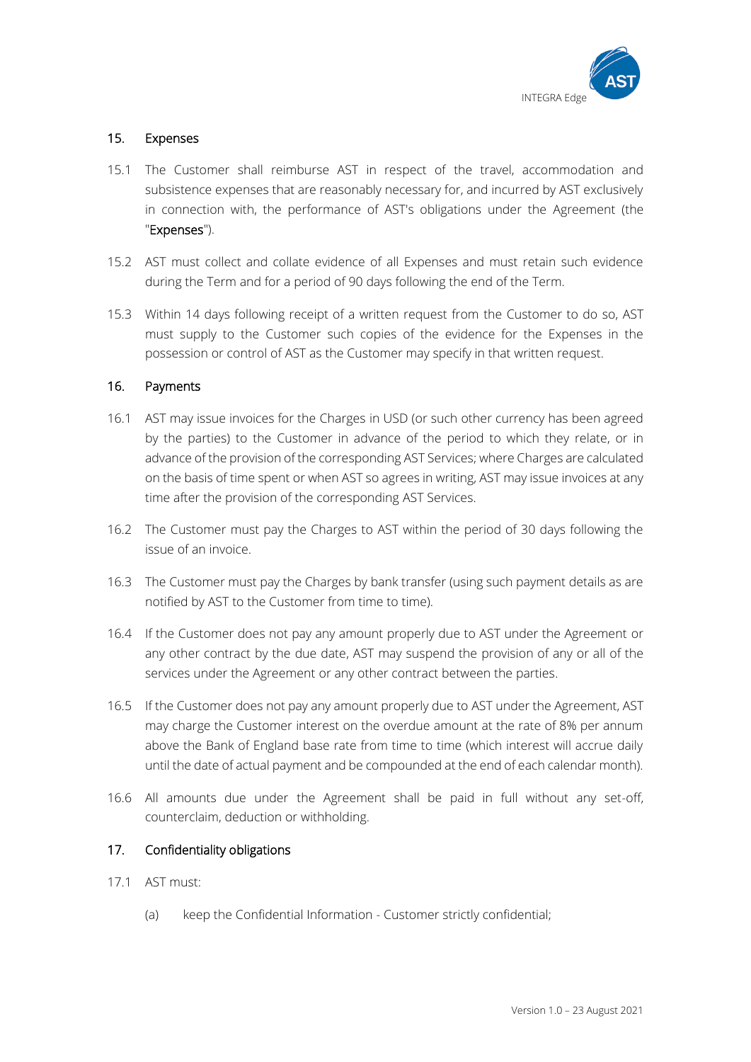## 15. Expenses

15.1 The Customer shall reimburse AST in respect of the travel, accommodation and subsistence expenses that are reasonably necessary for, and incurred by AST exclusively in connection with, the performance of AST's obligations under the Agreement (the "**Expenses**").

15.2 AST must collect and collate evidence of all Expenses and must retain such evidence during the Term and for a period of 90 days following the end of the Term.

15.3 Within 14 days following receipt of a written request from the Customer to do so, AST must supply to the Customer such copies of the evidence for the Expenses in the possession or control of AST as the Customer may specify in that written request.

## 16. Payments

16.1 AST may issue invoices for the Charges in USD (or such other currency has been agreed by the parties) to the Customer in advance of the period to which they relate, or in advance of the provision of the corresponding AST Services; where Charges are calculated on the basis of time spent or when AST so agrees in writing, AST may issue invoices at any time after the provision of the corresponding AST Services.

16.2 The Customer must pay the Charges to AST within the period of 30 days following the issue of an invoice.

16.3 The Customer must pay the Charges by bank transfer (using such payment details as are notified by AST to the Customer from time to time).

16.4 If the Customer does not pay any amount properly due to AST under the Agreement or any other contract by the due date, AST may suspend the provision of any or all of the services under the Agreement or any other contract between the parties.

16.5 If the Customer does not pay any amount properly due to AST under the Agreement, AST may charge the Customer interest on the overdue amount at the rate of 8% per annum above the Bank of England base rate from time to time (which interest will accrue daily until the date of actual payment and be compounded at the end of each calendar month).

16.6 All amounts due under the Agreement shall be paid in full without any set-off, counterclaim, deduction or withholding.

## 17. Confidentiality obligations

17.1 AST must:

(a) keep the Confidential Information - Customer strictly confidential;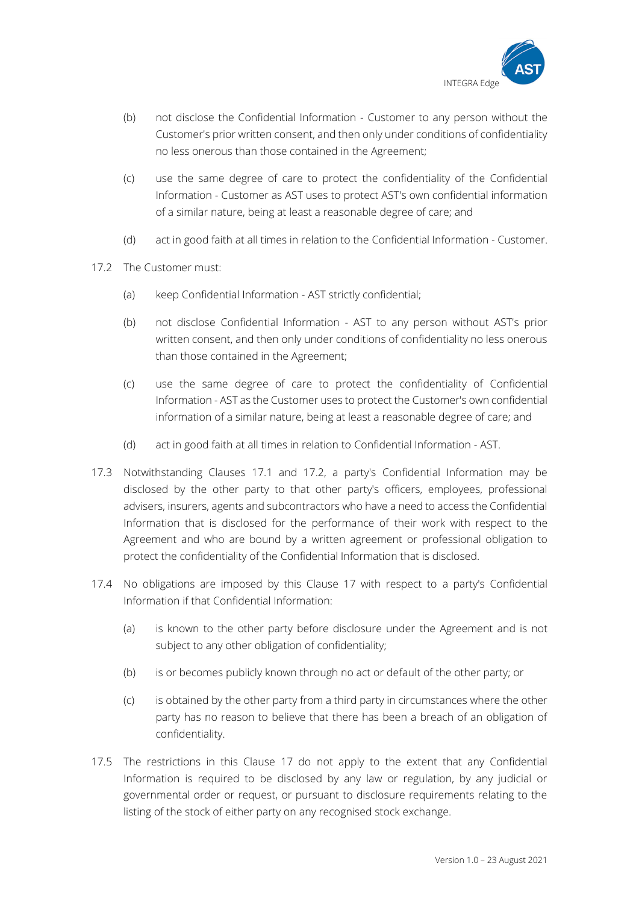(b) not disclose the Confidential Information - Customer to any person without the Customer's prior written consent, and then only under conditions of confidentiality no less onerous than those contained in the Agreement;

(c) use the same degree of care to protect the confidentiality of the Confidential Information - Customer as AST uses to protect AST's own confidential information of a similar nature, being at least a reasonable degree of care; and

(d) act in good faith at all times in relation to the Confidential Information - Customer.

17.2 The Customer must:

(a) keep Confidential Information - AST strictly confidential;

(b) not disclose Confidential Information - AST to any person without AST's prior written consent, and then only under conditions of confidentiality no less onerous than those contained in the Agreement;

(c) use the same degree of care to protect the confidentiality of Confidential Information - AST as the Customer uses to protect the Customer's own confidential information of a similar nature, being at least a reasonable degree of care; and

(d) act in good faith at all times in relation to Confidential Information - AST.

17.3 Notwithstanding Clauses 17.1 and 17.2, a party's Confidential Information may be disclosed by the other party to that other party's officers, employees, professional advisers, insurers, agents and subcontractors who have a need to access the Confidential Information that is disclosed for the performance of their work with respect to the Agreement and who are bound by a written agreement or professional obligation to protect the confidentiality of the Confidential Information that is disclosed.

17.4 No obligations are imposed by this Clause 17 with respect to a party's Confidential Information if that Confidential Information:

(a) is known to the other party before disclosure under the Agreement and is not subject to any other obligation of confidentiality;

(b) is or becomes publicly known through no act or default of the other party; or

(c) is obtained by the other party from a third party in circumstances where the other party has no reason to believe that there has been a breach of an obligation of confidentiality.

17.5 The restrictions in this Clause 17 do not apply to the extent that any Confidential Information is required to be disclosed by any law or regulation, by any judicial or governmental order or request, or pursuant to disclosure requirements relating to the listing of the stock of either party on any recognised stock exchange.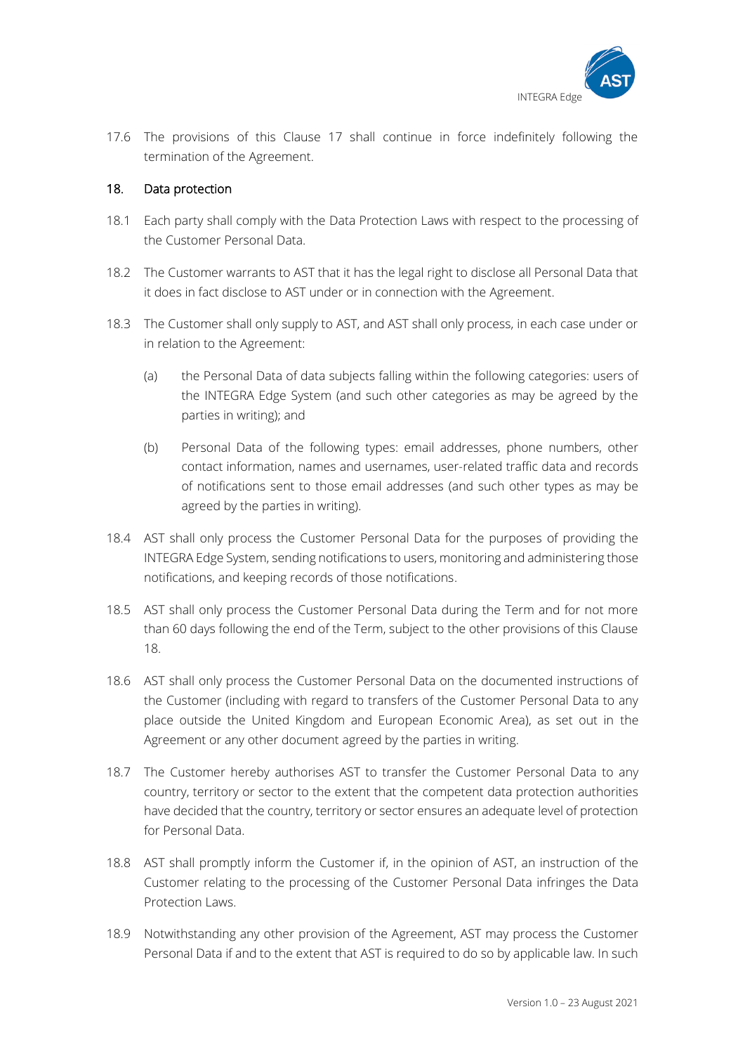17.6 The provisions of this Clause 17 shall continue in force indefinitely following the termination of the Agreement.

## 18. Data protection

18.1 Each party shall comply with the Data Protection Laws with respect to the processing of the Customer Personal Data.

18.2 The Customer warrants to AST that it has the legal right to disclose all Personal Data that it does in fact disclose to AST under or in connection with the Agreement.

18.3 The Customer shall only supply to AST, and AST shall only process, in each case under or in relation to the Agreement:

(a) the Personal Data of data subjects falling within the following categories: users of the INTEGRA Edge System (and such other categories as may be agreed by the parties in writing); and

(b) Personal Data of the following types: email addresses, phone numbers, other contact information, names and usernames, user-related traffic data and records of notifications sent to those email addresses (and such other types as may be agreed by the parties in writing).

18.4 AST shall only process the Customer Personal Data for the purposes of providing the INTEGRA Edge System, sending notifications to users, monitoring and administering those notifications, and keeping records of those notifications.

18.5 AST shall only process the Customer Personal Data during the Term and for not more than 60 days following the end of the Term, subject to the other provisions of this Clause 18.

18.6 AST shall only process the Customer Personal Data on the documented instructions of the Customer (including with regard to transfers of the Customer Personal Data to any place outside the United Kingdom and European Economic Area), as set out in the Agreement or any other document agreed by the parties in writing.

18.7 The Customer hereby authorises AST to transfer the Customer Personal Data to any country, territory or sector to the extent that the competent data protection authorities have decided that the country, territory or sector ensures an adequate level of protection for Personal Data.

18.8 AST shall promptly inform the Customer if, in the opinion of AST, an instruction of the Customer relating to the processing of the Customer Personal Data infringes the Data Protection Laws.

18.9 Notwithstanding any other provision of the Agreement, AST may process the Customer Personal Data if and to the extent that AST is required to do so by applicable law. In such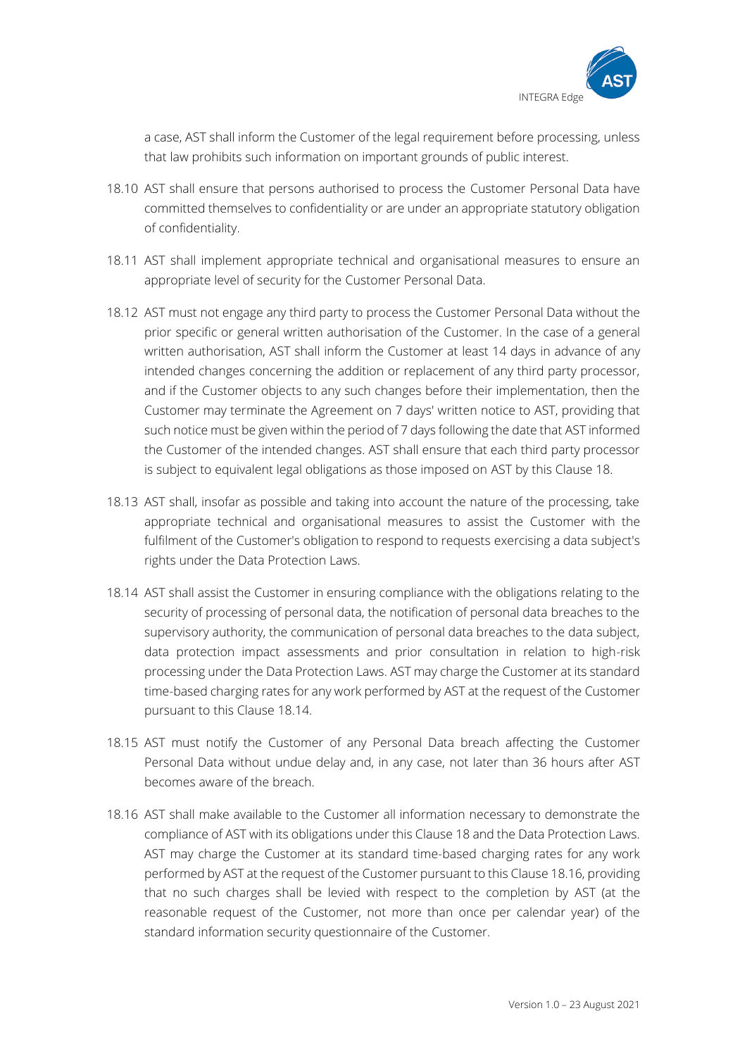a case, AST shall inform the Customer of the legal requirement before processing, unless that law prohibits such information on important grounds of public interest.

18.10 AST shall ensure that persons authorised to process the Customer Personal Data have committed themselves to confidentiality or are under an appropriate statutory obligation of confidentiality.

18.11 AST shall implement appropriate technical and organisational measures to ensure an appropriate level of security for the Customer Personal Data.

18.12 AST must not engage any third party to process the Customer Personal Data without the prior specific or general written authorisation of the Customer. In the case of a general written authorisation, AST shall inform the Customer at least 14 days in advance of any intended changes concerning the addition or replacement of any third party processor, and if the Customer objects to any such changes before their implementation, then the Customer may terminate the Agreement on 7 days' written notice to AST, providing that such notice must be given within the period of 7 days following the date that AST informed the Customer of the intended changes. AST shall ensure that each third party processor is subject to equivalent legal obligations as those imposed on AST by this Clause 18.

18.13 AST shall, insofar as possible and taking into account the nature of the processing, take appropriate technical and organisational measures to assist the Customer with the fulfilment of the Customer's obligation to respond to requests exercising a data subject's rights under the Data Protection Laws.

18.14 AST shall assist the Customer in ensuring compliance with the obligations relating to the security of processing of personal data, the notification of personal data breaches to the supervisory authority, the communication of personal data breaches to the data subject, data protection impact assessments and prior consultation in relation to high-risk processing under the Data Protection Laws. AST may charge the Customer at its standard time-based charging rates for any work performed by AST at the request of the Customer pursuant to this Clause 18.14.

18.15 AST must notify the Customer of any Personal Data breach affecting the Customer Personal Data without undue delay and, in any case, not later than 36 hours after AST becomes aware of the breach.

18.16 AST shall make available to the Customer all information necessary to demonstrate the compliance of AST with its obligations under this Clause 18 and the Data Protection Laws. AST may charge the Customer at its standard time-based charging rates for any work performed by AST at the request of the Customer pursuant to this Clause 18.16, providing that no such charges shall be levied with respect to the completion by AST (at the reasonable request of the Customer, not more than once per calendar year) of the standard information security questionnaire of the Customer.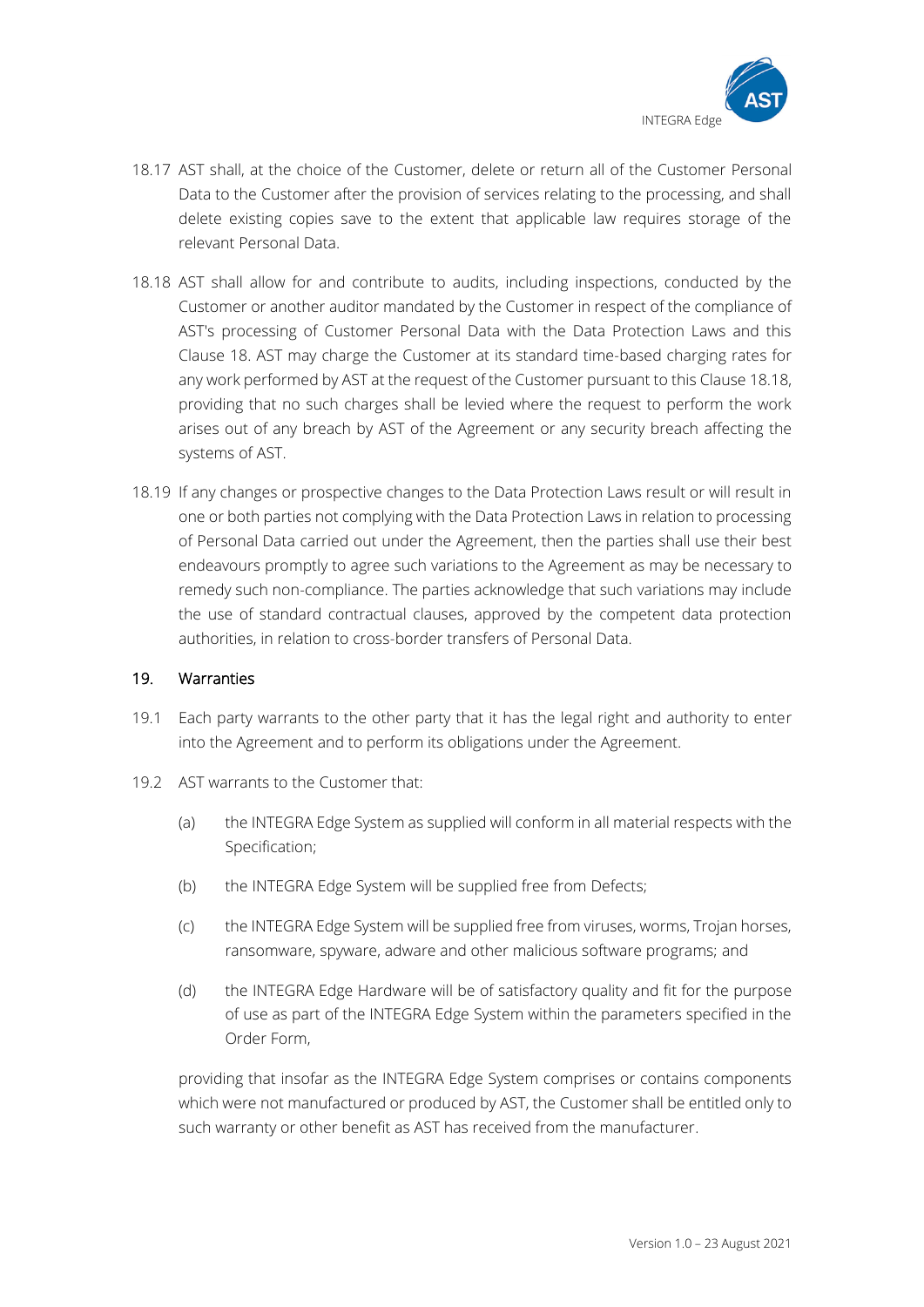18.17 AST shall, at the choice of the Customer, delete or return all of the Customer Personal Data to the Customer after the provision of services relating to the processing, and shall delete existing copies save to the extent that applicable law requires storage of the relevant Personal Data.

18.18 AST shall allow for and contribute to audits, including inspections, conducted by the Customer or another auditor mandated by the Customer in respect of the compliance of AST's processing of Customer Personal Data with the Data Protection Laws and this Clause 18. AST may charge the Customer at its standard time-based charging rates for any work performed by AST at the request of the Customer pursuant to this Clause 18.18, providing that no such charges shall be levied where the request to perform the work arises out of any breach by AST of the Agreement or any security breach affecting the systems of AST.

18.19 If any changes or prospective changes to the Data Protection Laws result or will result in one or both parties not complying with the Data Protection Laws in relation to processing of Personal Data carried out under the Agreement, then the parties shall use their best endeavours promptly to agree such variations to the Agreement as may be necessary to remedy such non-compliance. The parties acknowledge that such variations may include the use of standard contractual clauses, approved by the competent data protection authorities, in relation to cross-border transfers of Personal Data.

## 19. Warranties

19.1 Each party warrants to the other party that it has the legal right and authority to enter into the Agreement and to perform its obligations under the Agreement.

19.2 AST warrants to the Customer that:

(a) the INTEGRA Edge System as supplied will conform in all material respects with the Specification;

(b) the INTEGRA Edge System will be supplied free from Defects;

(c) the INTEGRA Edge System will be supplied free from viruses, worms, Trojan horses, ransomware, spyware, adware and other malicious software programs; and

(d) the INTEGRA Edge Hardware will be of satisfactory quality and fit for the purpose of use as part of the INTEGRA Edge System within the parameters specified in the Order Form,

providing that insofar as the INTEGRA Edge System comprises or contains components which were not manufactured or produced by AST, the Customer shall be entitled only to such warranty or other benefit as AST has received from the manufacturer.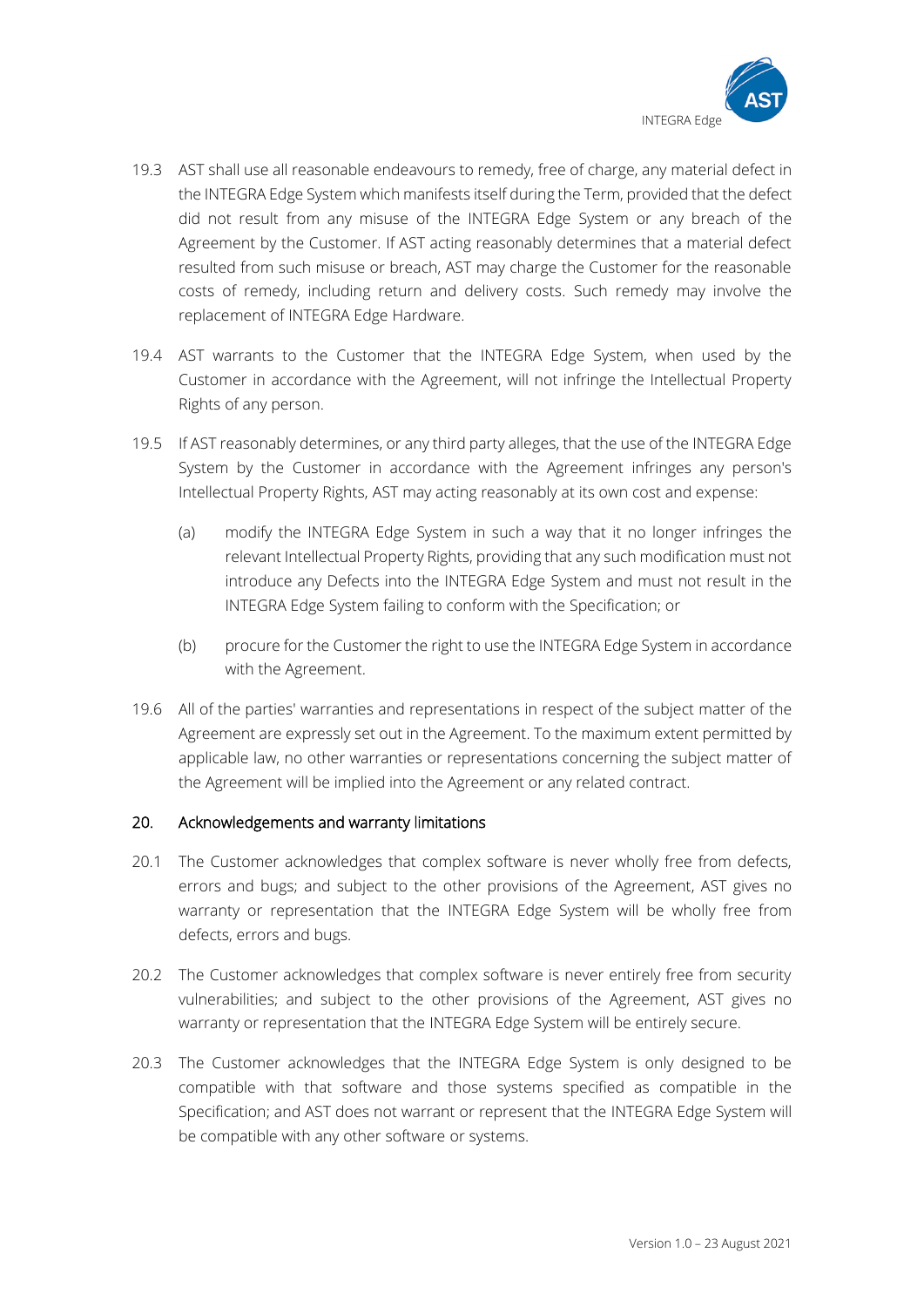19.3 AST shall use all reasonable endeavours to remedy, free of charge, any material defect in the INTEGRA Edge System which manifests itself during the Term, provided that the defect did not result from any misuse of the INTEGRA Edge System or any breach of the Agreement by the Customer. If AST acting reasonably determines that a material defect resulted from such misuse or breach, AST may charge the Customer for the reasonable costs of remedy, including return and delivery costs. Such remedy may involve the replacement of INTEGRA Edge Hardware.

19.4 AST warrants to the Customer that the INTEGRA Edge System, when used by the Customer in accordance with the Agreement, will not infringe the Intellectual Property Rights of any person.

19.5 If AST reasonably determines, or any third party alleges, that the use of the INTEGRA Edge System by the Customer in accordance with the Agreement infringes any person's Intellectual Property Rights, AST may acting reasonably at its own cost and expense:

(a) modify the INTEGRA Edge System in such a way that it no longer infringes the relevant Intellectual Property Rights, providing that any such modification must not introduce any Defects into the INTEGRA Edge System and must not result in the INTEGRA Edge System failing to conform with the Specification; or

(b) procure for the Customer the right to use the INTEGRA Edge System in accordance with the Agreement.

19.6 All of the parties' warranties and representations in respect of the subject matter of the Agreement are expressly set out in the Agreement. To the maximum extent permitted by applicable law, no other warranties or representations concerning the subject matter of the Agreement will be implied into the Agreement or any related contract.

## 20. Acknowledgements and warranty limitations

20.1 The Customer acknowledges that complex software is never wholly free from defects, errors and bugs; and subject to the other provisions of the Agreement, AST gives no warranty or representation that the INTEGRA Edge System will be wholly free from defects, errors and bugs.

20.2 The Customer acknowledges that complex software is never entirely free from security vulnerabilities; and subject to the other provisions of the Agreement, AST gives no warranty or representation that the INTEGRA Edge System will be entirely secure.

20.3 The Customer acknowledges that the INTEGRA Edge System is only designed to be compatible with that software and those systems specified as compatible in the Specification; and AST does not warrant or represent that the INTEGRA Edge System will be compatible with any other software or systems.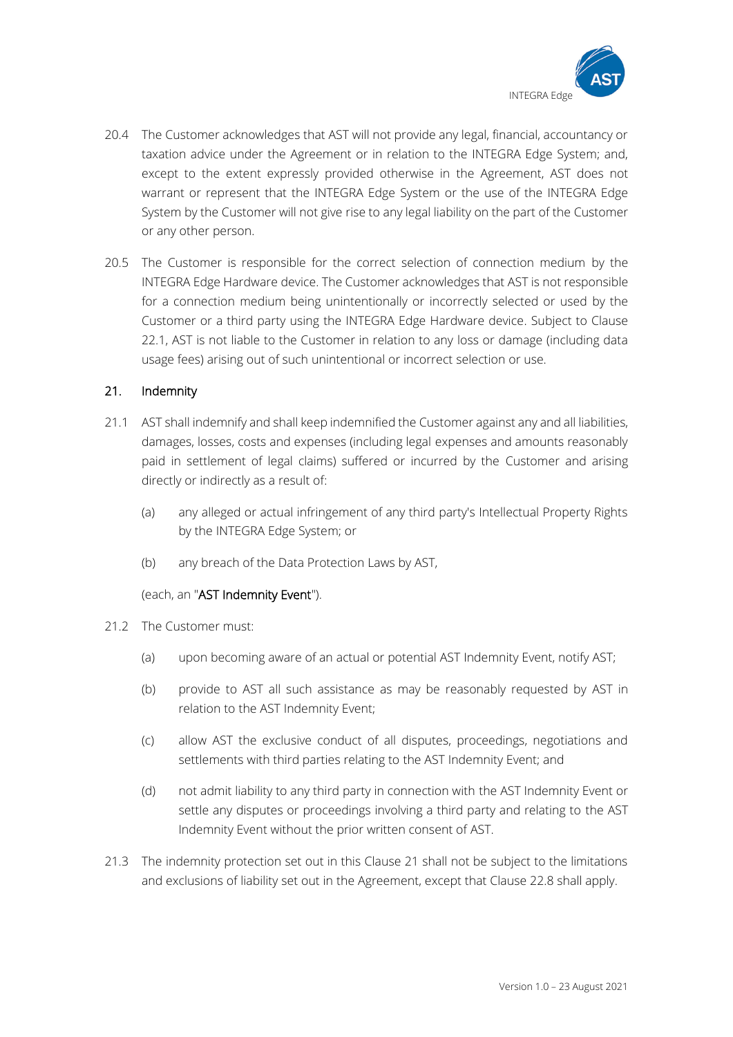20.4 The Customer acknowledges that AST will not provide any legal, financial, accountancy or taxation advice under the Agreement or in relation to the INTEGRA Edge System; and, except to the extent expressly provided otherwise in the Agreement, AST does not warrant or represent that the INTEGRA Edge System or the use of the INTEGRA Edge System by the Customer will not give rise to any legal liability on the part of the Customer or any other person.

20.5 The Customer is responsible for the correct selection of connection medium by the INTEGRA Edge Hardware device. The Customer acknowledges that AST is not responsible for a connection medium being unintentionally or incorrectly selected or used by the Customer or a third party using the INTEGRA Edge Hardware device. Subject to Clause 22.1, AST is not liable to the Customer in relation to any loss or damage (including data usage fees) arising out of such unintentional or incorrect selection or use.

## 21. Indemnity

21.1 AST shall indemnify and shall keep indemnified the Customer against any and all liabilities, damages, losses, costs and expenses (including legal expenses and amounts reasonably paid in settlement of legal claims) suffered or incurred by the Customer and arising directly or indirectly as a result of:

(a) any alleged or actual infringement of any third party's Intellectual Property Rights by the INTEGRA Edge System; or

(b) any breach of the Data Protection Laws by AST,

(each, an "**AST Indemnity Event**").

21.2 The Customer must:

(a) upon becoming aware of an actual or potential AST Indemnity Event, notify AST;

(b) provide to AST all such assistance as may be reasonably requested by AST in relation to the AST Indemnity Event;

(c) allow AST the exclusive conduct of all disputes, proceedings, negotiations and settlements with third parties relating to the AST Indemnity Event; and

(d) not admit liability to any third party in connection with the AST Indemnity Event or settle any disputes or proceedings involving a third party and relating to the AST Indemnity Event without the prior written consent of AST.

21.3 The indemnity protection set out in this Clause 21 shall not be subject to the limitations and exclusions of liability set out in the Agreement, except that Clause 22.8 shall apply.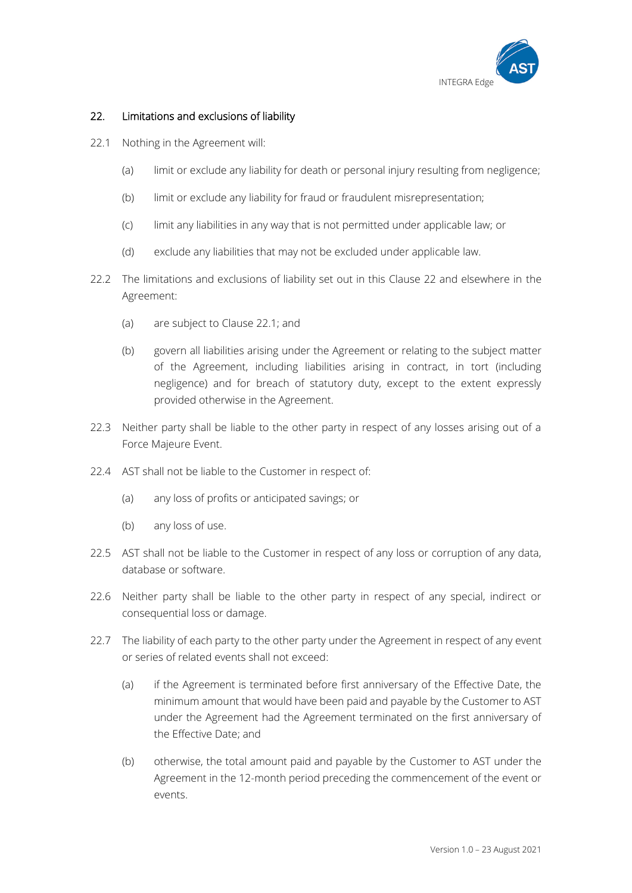## 22. Limitations and exclusions of liability

22.1 Nothing in the Agreement will:

(a) limit or exclude any liability for death or personal injury resulting from negligence;

(b) limit or exclude any liability for fraud or fraudulent misrepresentation;

(c) limit any liabilities in any way that is not permitted under applicable law; or

(d) exclude any liabilities that may not be excluded under applicable law.

22.2 The limitations and exclusions of liability set out in this Clause 22 and elsewhere in the Agreement:

(a) are subject to Clause 22.1; and

(b) govern all liabilities arising under the Agreement or relating to the subject matter of the Agreement, including liabilities arising in contract, in tort (including negligence) and for breach of statutory duty, except to the extent expressly provided otherwise in the Agreement.

22.3 Neither party shall be liable to the other party in respect of any losses arising out of a Force Majeure Event.

22.4 AST shall not be liable to the Customer in respect of:

(a) any loss of profits or anticipated savings; or

(b) any loss of use.

22.5 AST shall not be liable to the Customer in respect of any loss or corruption of any data, database or software.

22.6 Neither party shall be liable to the other party in respect of any special, indirect or consequential loss or damage.

22.7 The liability of each party to the other party under the Agreement in respect of any event or series of related events shall not exceed:

(a) if the Agreement is terminated before first anniversary of the Effective Date, the minimum amount that would have been paid and payable by the Customer to AST under the Agreement had the Agreement terminated on the first anniversary of the Effective Date; and

(b) otherwise, the total amount paid and payable by the Customer to AST under the Agreement in the 12-month period preceding the commencement of the event or events.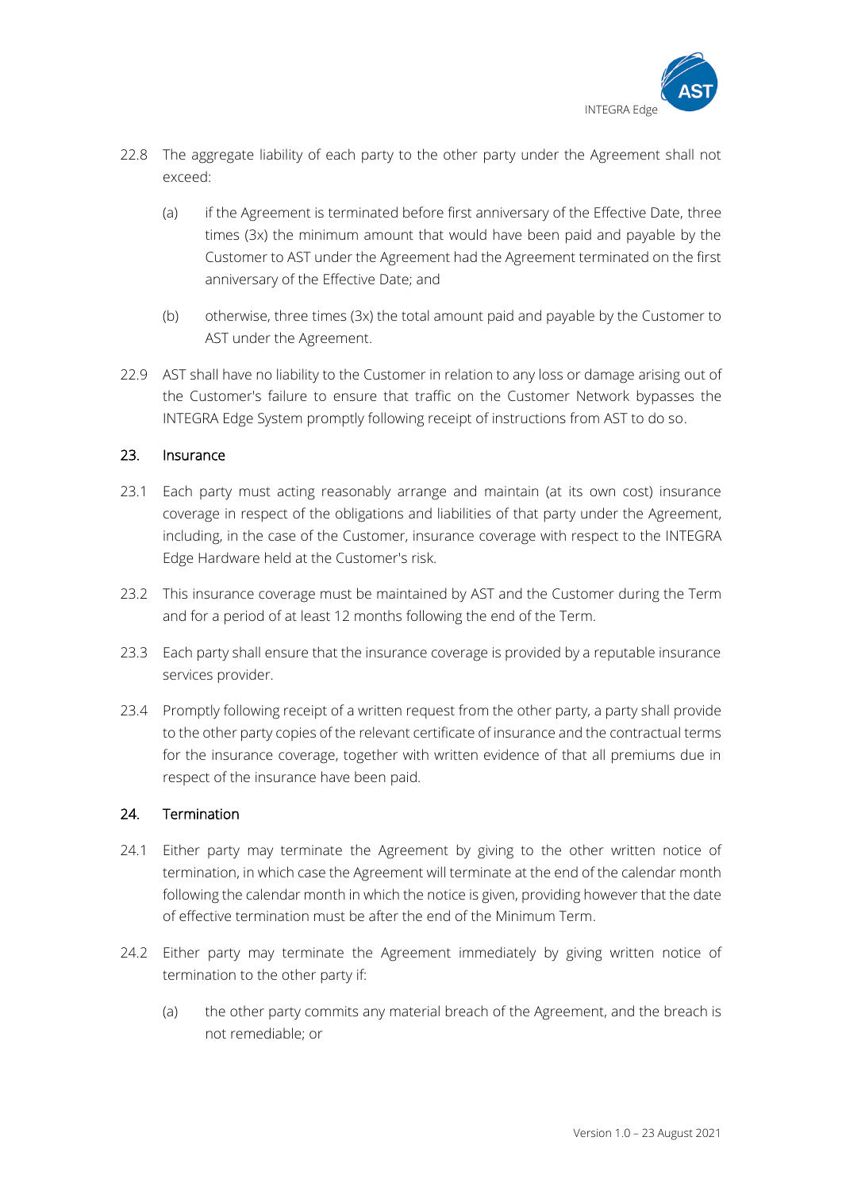22.8 The aggregate liability of each party to the other party under the Agreement shall not exceed:

(a) if the Agreement is terminated before first anniversary of the Effective Date, three times (3x) the minimum amount that would have been paid and payable by the Customer to AST under the Agreement had the Agreement terminated on the first anniversary of the Effective Date; and

(b) otherwise, three times (3x) the total amount paid and payable by the Customer to AST under the Agreement.

22.9 AST shall have no liability to the Customer in relation to any loss or damage arising out of the Customer's failure to ensure that traffic on the Customer Network bypasses the INTEGRA Edge System promptly following receipt of instructions from AST to do so.

## 23. Insurance

23.1 Each party must acting reasonably arrange and maintain (at its own cost) insurance coverage in respect of the obligations and liabilities of that party under the Agreement, including, in the case of the Customer, insurance coverage with respect to the INTEGRA Edge Hardware held at the Customer's risk.

23.2 This insurance coverage must be maintained by AST and the Customer during the Term and for a period of at least 12 months following the end of the Term.

23.3 Each party shall ensure that the insurance coverage is provided by a reputable insurance services provider.

23.4 Promptly following receipt of a written request from the other party, a party shall provide to the other party copies of the relevant certificate of insurance and the contractual terms for the insurance coverage, together with written evidence of that all premiums due in respect of the insurance have been paid.

## 24. Termination

24.1 Either party may terminate the Agreement by giving to the other written notice of termination, in which case the Agreement will terminate at the end of the calendar month following the calendar month in which the notice is given, providing however that the date of effective termination must be after the end of the Minimum Term.

24.2 Either party may terminate the Agreement immediately by giving written notice of termination to the other party if:

(a) the other party commits any material breach of the Agreement, and the breach is not remediable; or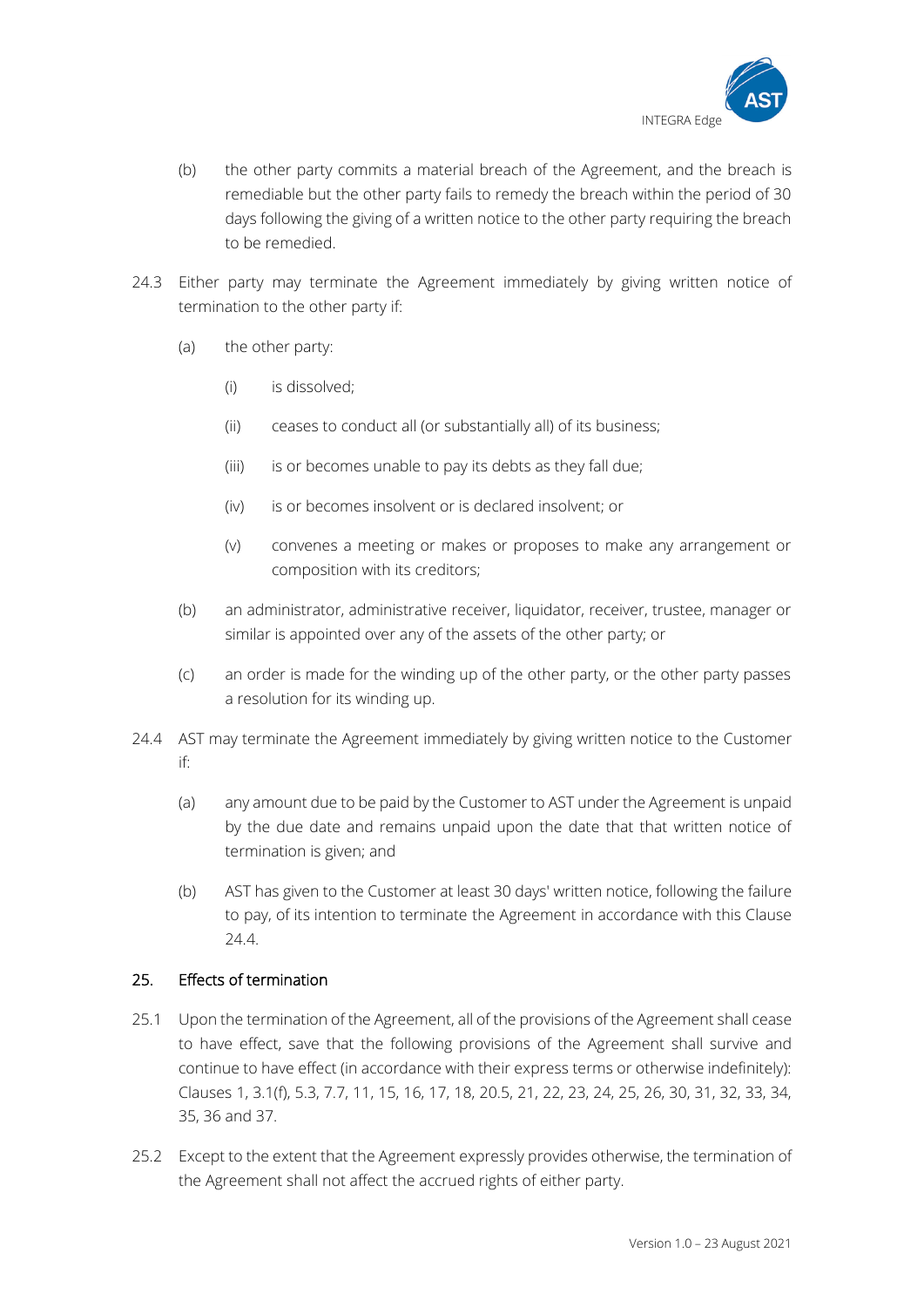(b) the other party commits a material breach of the Agreement, and the breach is remediable but the other party fails to remedy the breach within the period of 30 days following the giving of a written notice to the other party requiring the breach to be remedied.

24.3 Either party may terminate the Agreement immediately by giving written notice of termination to the other party if:

(a) the other party:

(i) is dissolved;

(ii) ceases to conduct all (or substantially all) of its business;

(iii) is or becomes unable to pay its debts as they fall due;

(iv) is or becomes insolvent or is declared insolvent; or

(v) convenes a meeting or makes or proposes to make any arrangement or composition with its creditors;

(b) an administrator, administrative receiver, liquidator, receiver, trustee, manager or similar is appointed over any of the assets of the other party; or

(c) an order is made for the winding up of the other party, or the other party passes a resolution for its winding up.

24.4 AST may terminate the Agreement immediately by giving written notice to the Customer if:

(a) any amount due to be paid by the Customer to AST under the Agreement is unpaid by the due date and remains unpaid upon the date that that written notice of termination is given; and

(b) AST has given to the Customer at least 30 days' written notice, following the failure to pay, of its intention to terminate the Agreement in accordance with this Clause 24.4.

## 25. Effects of termination

25.1 Upon the termination of the Agreement, all of the provisions of the Agreement shall cease to have effect, save that the following provisions of the Agreement shall survive and continue to have effect (in accordance with their express terms or otherwise indefinitely): Clauses 1, 3.1(f), 5.3, 7.7, 11, 15, 16, 17, 18, 20.5, 21, 22, 23, 24, 25, 26, 30, 31, 32, 33, 34, 35, 36 and 37.

25.2 Except to the extent that the Agreement expressly provides otherwise, the termination of the Agreement shall not affect the accrued rights of either party.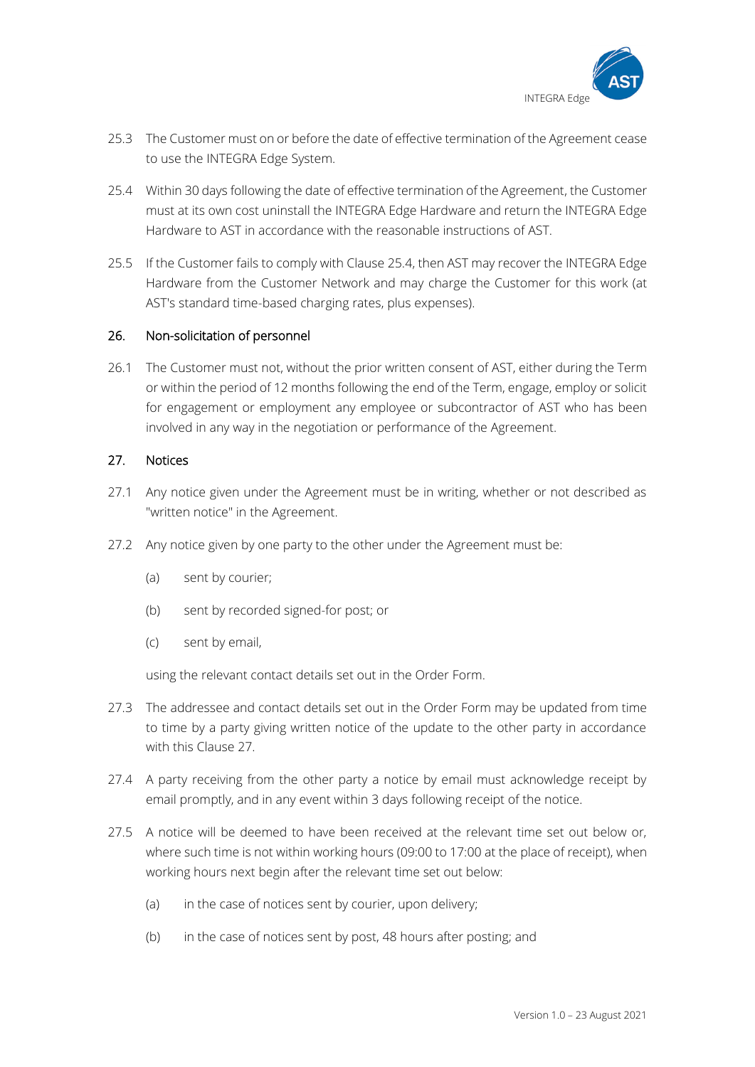25.3 The Customer must on or before the date of effective termination of the Agreement cease to use the INTEGRA Edge System.

25.4 Within 30 days following the date of effective termination of the Agreement, the Customer must at its own cost uninstall the INTEGRA Edge Hardware and return the INTEGRA Edge Hardware to AST in accordance with the reasonable instructions of AST.

25.5 If the Customer fails to comply with Clause 25.4, then AST may recover the INTEGRA Edge Hardware from the Customer Network and may charge the Customer for this work (at AST's standard time-based charging rates, plus expenses).

## 26. Non-solicitation of personnel

26.1 The Customer must not, without the prior written consent of AST, either during the Term or within the period of 12 months following the end of the Term, engage, employ or solicit for engagement or employment any employee or subcontractor of AST who has been involved in any way in the negotiation or performance of the Agreement.

## 27. Notices

27.1 Any notice given under the Agreement must be in writing, whether or not described as "written notice" in the Agreement.

27.2 Any notice given by one party to the other under the Agreement must be:

(a) sent by courier;

(b) sent by recorded signed-for post; or

(c) sent by email,

using the relevant contact details set out in the Order Form.

27.3 The addressee and contact details set out in the Order Form may be updated from time to time by a party giving written notice of the update to the other party in accordance with this Clause 27.

27.4 A party receiving from the other party a notice by email must acknowledge receipt by email promptly, and in any event within 3 days following receipt of the notice.

27.5 A notice will be deemed to have been received at the relevant time set out below or, where such time is not within working hours (09:00 to 17:00 at the place of receipt), when working hours next begin after the relevant time set out below:

(a) in the case of notices sent by courier, upon delivery;

(b) in the case of notices sent by post, 48 hours after posting; and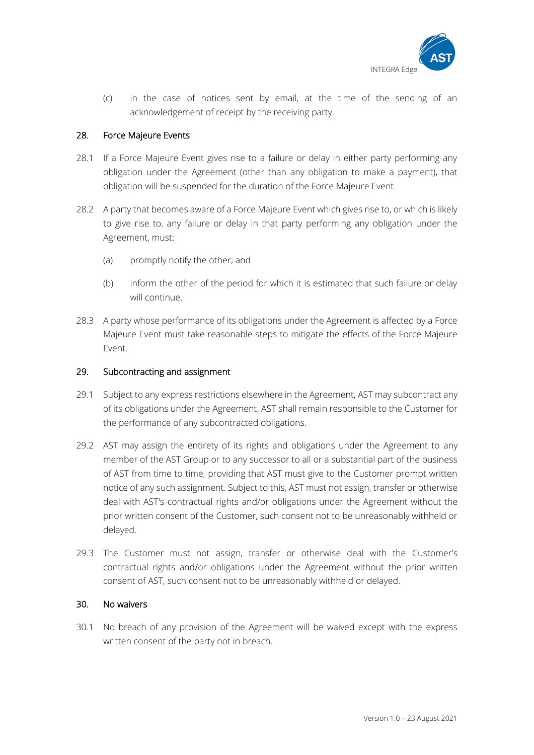(c) in the case of notices sent by email, at the time of the sending of an acknowledgement of receipt by the receiving party.

## 28. Force Majeure Events

28.1 If a Force Majeure Event gives rise to a failure or delay in either party performing any obligation under the Agreement (other than any obligation to make a payment), that obligation will be suspended for the duration of the Force Majeure Event.

28.2 A party that becomes aware of a Force Majeure Event which gives rise to, or which is likely to give rise to, any failure or delay in that party performing any obligation under the Agreement, must:

(a) promptly notify the other; and

(b) inform the other of the period for which it is estimated that such failure or delay will continue.

28.3 A party whose performance of its obligations under the Agreement is affected by a Force Majeure Event must take reasonable steps to mitigate the effects of the Force Majeure Event.

## 29. Subcontracting and assignment

29.1 Subject to any express restrictions elsewhere in the Agreement, AST may subcontract any of its obligations under the Agreement. AST shall remain responsible to the Customer for the performance of any subcontracted obligations.

29.2 AST may assign the entirety of its rights and obligations under the Agreement to any member of the AST Group or to any successor to all or a substantial part of the business of AST from time to time, providing that AST must give to the Customer prompt written notice of any such assignment. Subject to this, AST must not assign, transfer or otherwise deal with AST's contractual rights and/or obligations under the Agreement without the prior written consent of the Customer, such consent not to be unreasonably withheld or delayed.

29.3 The Customer must not assign, transfer or otherwise deal with the Customer's contractual rights and/or obligations under the Agreement without the prior written consent of AST, such consent not to be unreasonably withheld or delayed.

## 30. No waivers

30.1 No breach of any provision of the Agreement will be waived except with the express written consent of the party not in breach.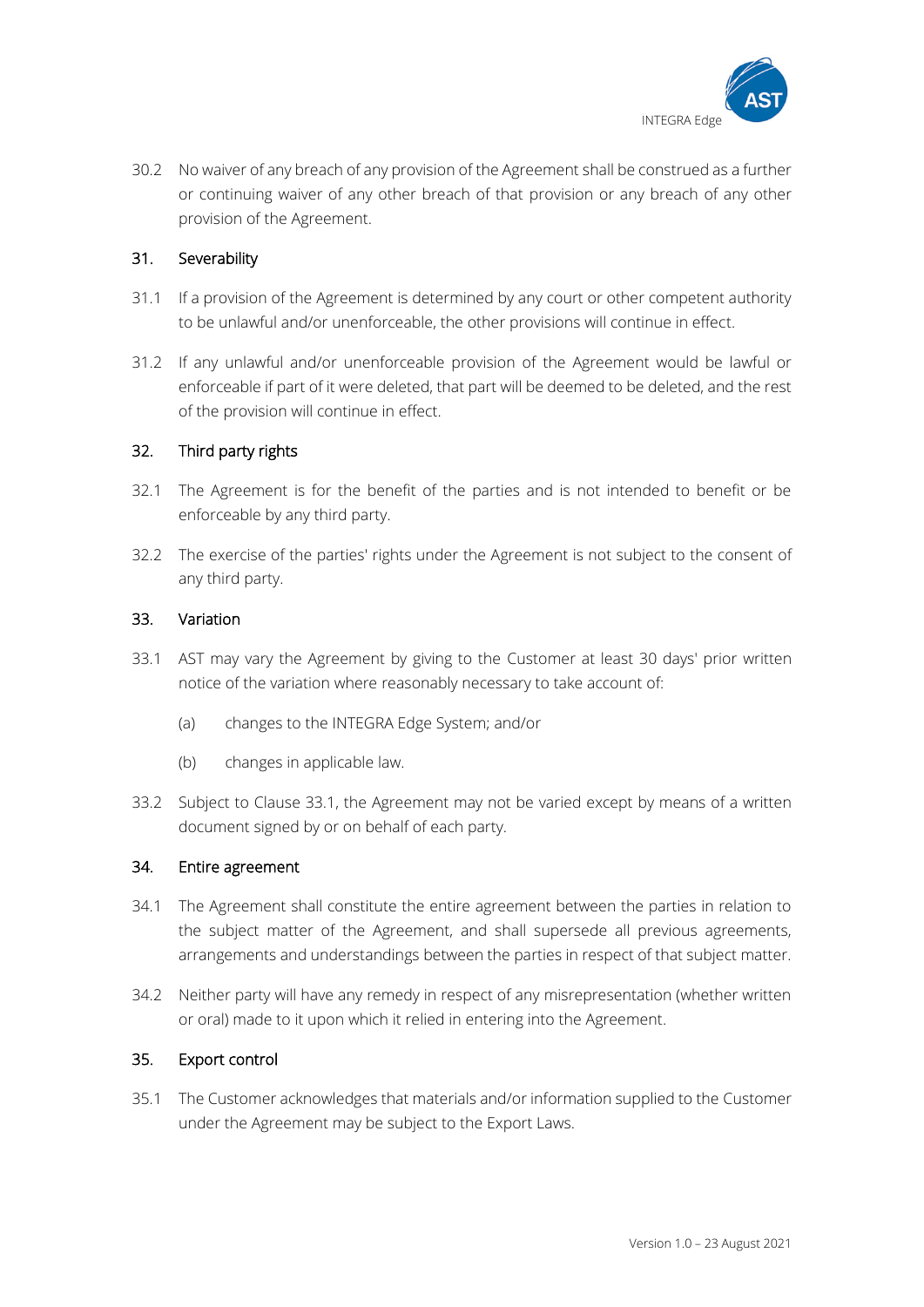30.2 No waiver of any breach of any provision of the Agreement shall be construed as a further or continuing waiver of any other breach of that provision or any breach of any other provision of the Agreement.

## 31. Severability

31.1 If a provision of the Agreement is determined by any court or other competent authority to be unlawful and/or unenforceable, the other provisions will continue in effect.

31.2 If any unlawful and/or unenforceable provision of the Agreement would be lawful or enforceable if part of it were deleted, that part will be deemed to be deleted, and the rest of the provision will continue in effect.

## 32. Third party rights

32.1 The Agreement is for the benefit of the parties and is not intended to benefit or be enforceable by any third party.

32.2 The exercise of the parties' rights under the Agreement is not subject to the consent of any third party.

## 33. Variation

33.1 AST may vary the Agreement by giving to the Customer at least 30 days' prior written notice of the variation where reasonably necessary to take account of:

(a) changes to the INTEGRA Edge System; and/or

(b) changes in applicable law.

33.2 Subject to Clause 33.1, the Agreement may not be varied except by means of a written document signed by or on behalf of each party.

## 34. Entire agreement

34.1 The Agreement shall constitute the entire agreement between the parties in relation to the subject matter of the Agreement, and shall supersede all previous agreements, arrangements and understandings between the parties in respect of that subject matter.

34.2 Neither party will have any remedy in respect of any misrepresentation (whether written or oral) made to it upon which it relied in entering into the Agreement.

## 35. Export control

35.1 The Customer acknowledges that materials and/or information supplied to the Customer under the Agreement may be subject to the Export Laws.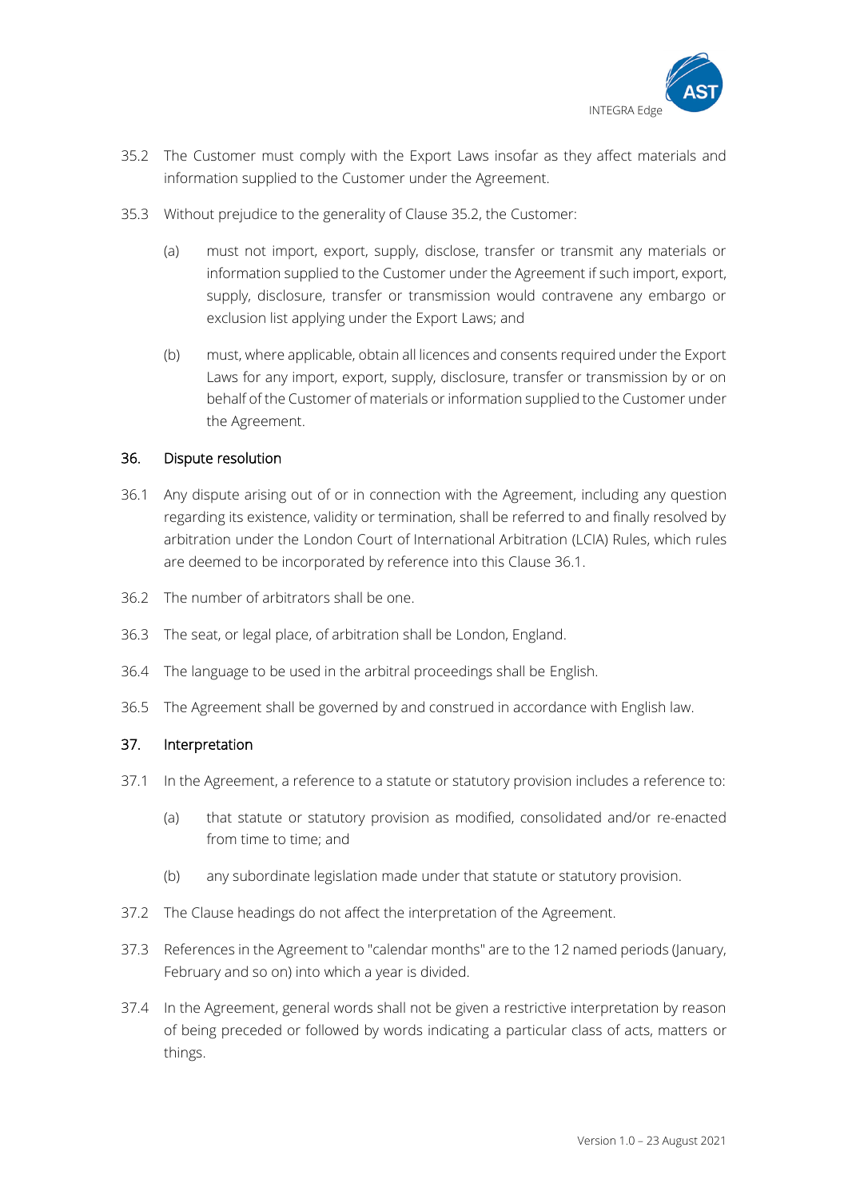35.2 The Customer must comply with the Export Laws insofar as they affect materials and information supplied to the Customer under the Agreement.

35.3 Without prejudice to the generality of Clause 35.2, the Customer:

(a) must not import, export, supply, disclose, transfer or transmit any materials or information supplied to the Customer under the Agreement if such import, export, supply, disclosure, transfer or transmission would contravene any embargo or exclusion list applying under the Export Laws; and

(b) must, where applicable, obtain all licences and consents required under the Export Laws for any import, export, supply, disclosure, transfer or transmission by or on behalf of the Customer of materials or information supplied to the Customer under the Agreement.

## 36. Dispute resolution

36.1 Any dispute arising out of or in connection with the Agreement, including any question regarding its existence, validity or termination, shall be referred to and finally resolved by arbitration under the London Court of International Arbitration (LCIA) Rules, which rules are deemed to be incorporated by reference into this Clause 36.1.

36.2 The number of arbitrators shall be one.

36.3 The seat, or legal place, of arbitration shall be London, England.

36.4 The language to be used in the arbitral proceedings shall be English.

36.5 The Agreement shall be governed by and construed in accordance with English law.

## 37. Interpretation

37.1 In the Agreement, a reference to a statute or statutory provision includes a reference to:

(a) that statute or statutory provision as modified, consolidated and/or re-enacted from time to time; and

(b) any subordinate legislation made under that statute or statutory provision.

37.2 The Clause headings do not affect the interpretation of the Agreement.

37.3 References in the Agreement to "calendar months" are to the 12 named periods (January, February and so on) into which a year is divided.

37.4 In the Agreement, general words shall not be given a restrictive interpretation by reason of being preceded or followed by words indicating a particular class of acts, matters or things.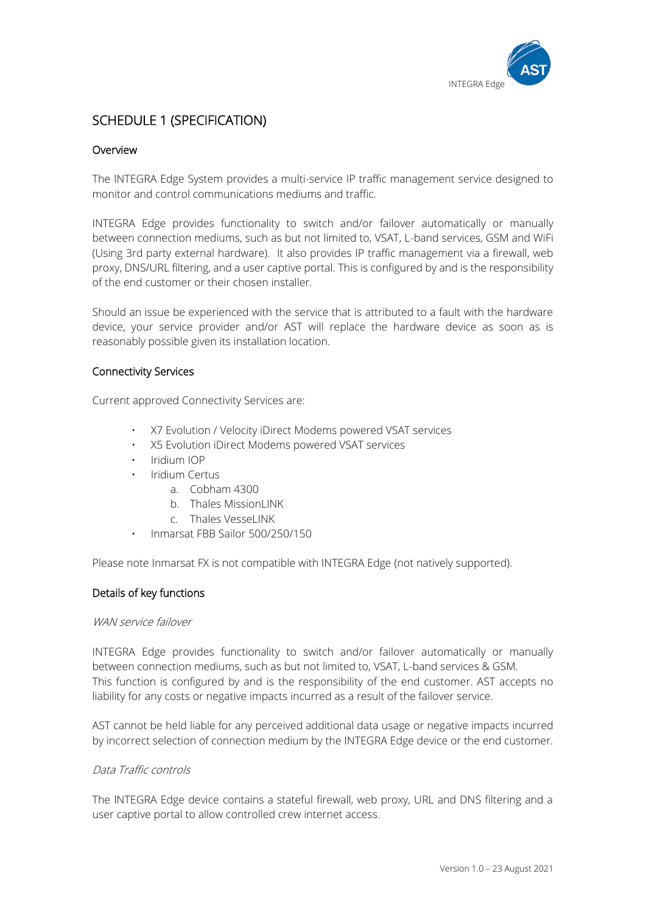# SCHEDULE 1 (SPECIFICATION)

## Overview

The INTEGRA Edge System provides a multi-service IP traffic management service designed to monitor and control communications mediums and traffic.

INTEGRA Edge provides functionality to switch and/or failover automatically or manually between connection mediums, such as but not limited to, VSAT, L-band services, GSM and WiFi (Using 3rd party external hardware). It also provides IP traffic management via a firewall, web proxy, DNS/URL filtering, and a user captive portal. This is configured by and is the responsibility of the end customer or their chosen installer.

Should an issue be experienced with the service that is attributed to a fault with the hardware device, your service provider and/or AST will replace the hardware device as soon as is reasonably possible given its installation location.

## Connectivity Services

Current approved Connectivity Services are:

- X7 Evolution / Velocity iDirect Modems powered VSAT services
- X5 Evolution iDirect Modems powered VSAT services
- Iridium IOP
- Iridium Certus
  a. Cobham 4300
  b. Thales MissionLINK
  c. Thales VesseLINK
- Inmarsat FBB Sailor 500/250/150

Please note Inmarsat FX is not compatible with INTEGRA Edge (not natively supported).

## Details of key functions

*WAN service failover*

INTEGRA Edge provides functionality to switch and/or failover automatically or manually between connection mediums, such as but not limited to, VSAT, L-band services & GSM. This function is configured by and is the responsibility of the end customer. AST accepts no liability for any costs or negative impacts incurred as a result of the failover service.

AST cannot be held liable for any perceived additional data usage or negative impacts incurred by incorrect selection of connection medium by the INTEGRA Edge device or the end customer.

*Data Traffic controls*

The INTEGRA Edge device contains a stateful firewall, web proxy, URL and DNS filtering and a user captive portal to allow controlled crew internet access.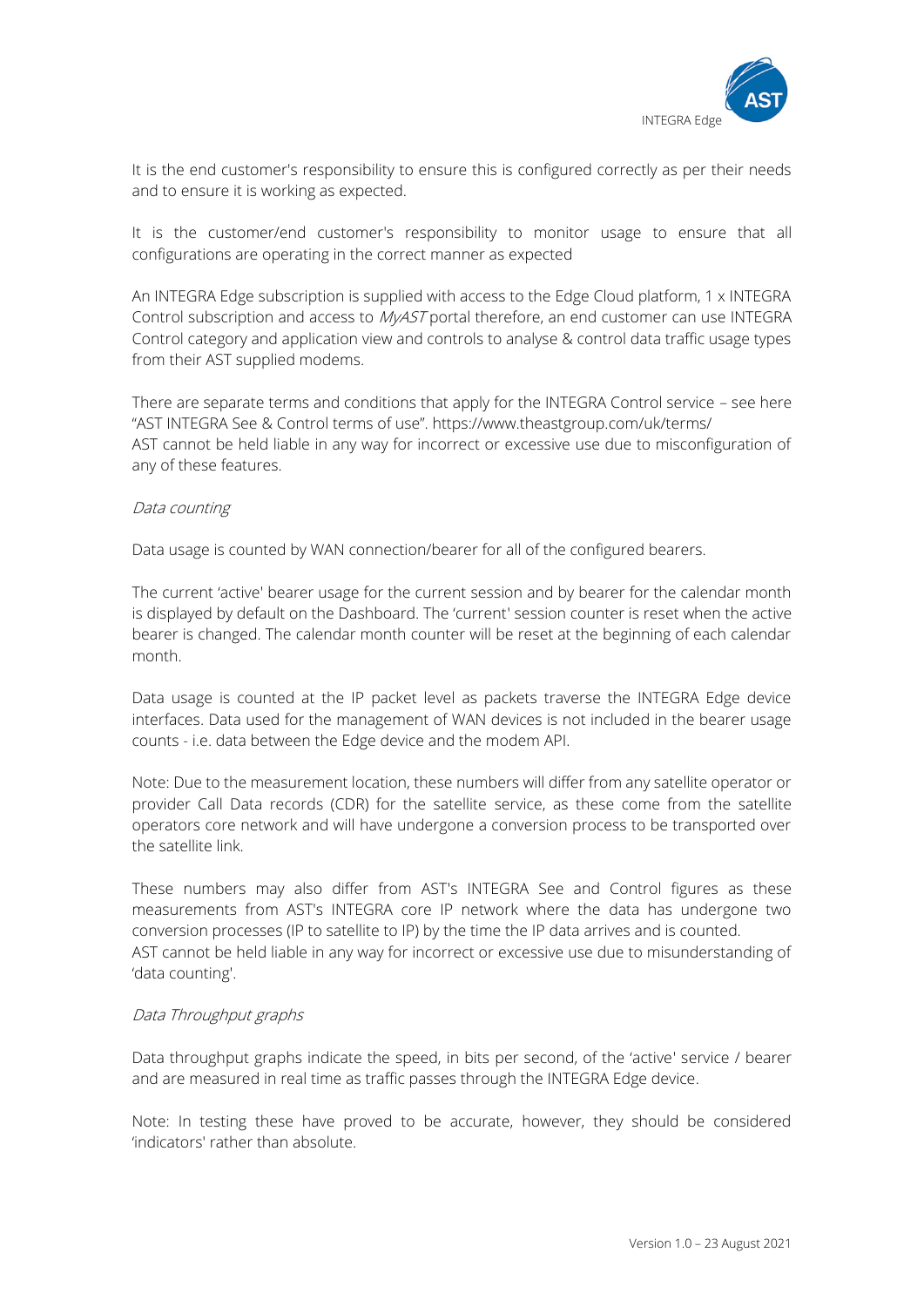It is the end customer's responsibility to ensure this is configured correctly as per their needs and to ensure it is working as expected.

It is the customer/end customer's responsibility to monitor usage to ensure that all configurations are operating in the correct manner as expected

An INTEGRA Edge subscription is supplied with access to the Edge Cloud platform, 1 x INTEGRA Control subscription and access to *MyAST* portal therefore, an end customer can use INTEGRA Control category and application view and controls to analyse & control data traffic usage types from their AST supplied modems.

There are separate terms and conditions that apply for the INTEGRA Control service – see here "AST INTEGRA See & Control terms of use". https://www.theastgroup.com/uk/terms/
AST cannot be held liable in any way for incorrect or excessive use due to misconfiguration of any of these features.

*Data counting*

Data usage is counted by WAN connection/bearer for all of the configured bearers.

The current 'active' bearer usage for the current session and by bearer for the calendar month is displayed by default on the Dashboard. The 'current' session counter is reset when the active bearer is changed. The calendar month counter will be reset at the beginning of each calendar month.

Data usage is counted at the IP packet level as packets traverse the INTEGRA Edge device interfaces. Data used for the management of WAN devices is not included in the bearer usage counts - i.e. data between the Edge device and the modem API.

Note: Due to the measurement location, these numbers will differ from any satellite operator or provider Call Data records (CDR) for the satellite service, as these come from the satellite operators core network and will have undergone a conversion process to be transported over the satellite link.

These numbers may also differ from AST's INTEGRA See and Control figures as these measurements from AST's INTEGRA core IP network where the data has undergone two conversion processes (IP to satellite to IP) by the time the IP data arrives and is counted.
AST cannot be held liable in any way for incorrect or excessive use due to misunderstanding of 'data counting'.

*Data Throughput graphs*

Data throughput graphs indicate the speed, in bits per second, of the 'active' service / bearer and are measured in real time as traffic passes through the INTEGRA Edge device.

Note: In testing these have proved to be accurate, however, they should be considered 'indicators' rather than absolute.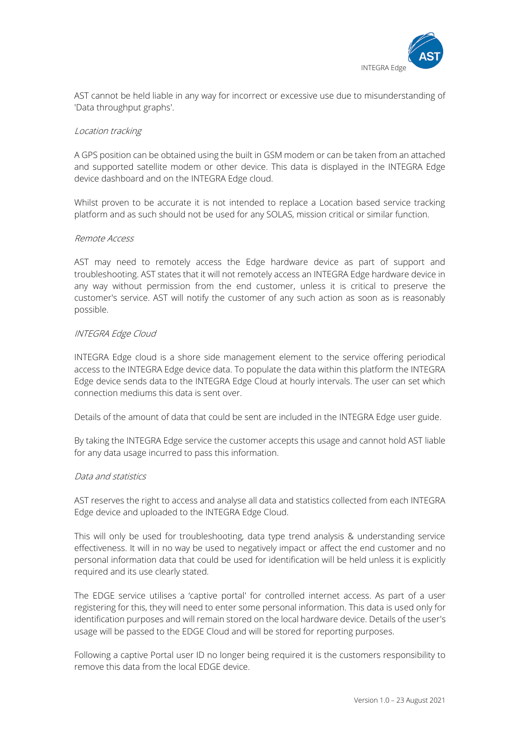AST cannot be held liable in any way for incorrect or excessive use due to misunderstanding of 'Data throughput graphs'.

*Location tracking*

A GPS position can be obtained using the built in GSM modem or can be taken from an attached and supported satellite modem or other device. This data is displayed in the INTEGRA Edge device dashboard and on the INTEGRA Edge cloud.

Whilst proven to be accurate it is not intended to replace a Location based service tracking platform and as such should not be used for any SOLAS, mission critical or similar function.

*Remote Access*

AST may need to remotely access the Edge hardware device as part of support and troubleshooting. AST states that it will not remotely access an INTEGRA Edge hardware device in any way without permission from the end customer, unless it is critical to preserve the customer's service. AST will notify the customer of any such action as soon as is reasonably possible.

*INTEGRA Edge Cloud*

INTEGRA Edge cloud is a shore side management element to the service offering periodical access to the INTEGRA Edge device data. To populate the data within this platform the INTEGRA Edge device sends data to the INTEGRA Edge Cloud at hourly intervals. The user can set which connection mediums this data is sent over.

Details of the amount of data that could be sent are included in the INTEGRA Edge user guide.

By taking the INTEGRA Edge service the customer accepts this usage and cannot hold AST liable for any data usage incurred to pass this information.

*Data and statistics*

AST reserves the right to access and analyse all data and statistics collected from each INTEGRA Edge device and uploaded to the INTEGRA Edge Cloud.

This will only be used for troubleshooting, data type trend analysis & understanding service effectiveness. It will in no way be used to negatively impact or affect the end customer and no personal information data that could be used for identification will be held unless it is explicitly required and its use clearly stated.

The EDGE service utilises a 'captive portal' for controlled internet access. As part of a user registering for this, they will need to enter some personal information. This data is used only for identification purposes and will remain stored on the local hardware device. Details of the user's usage will be passed to the EDGE Cloud and will be stored for reporting purposes.

Following a captive Portal user ID no longer being required it is the customers responsibility to remove this data from the local EDGE device.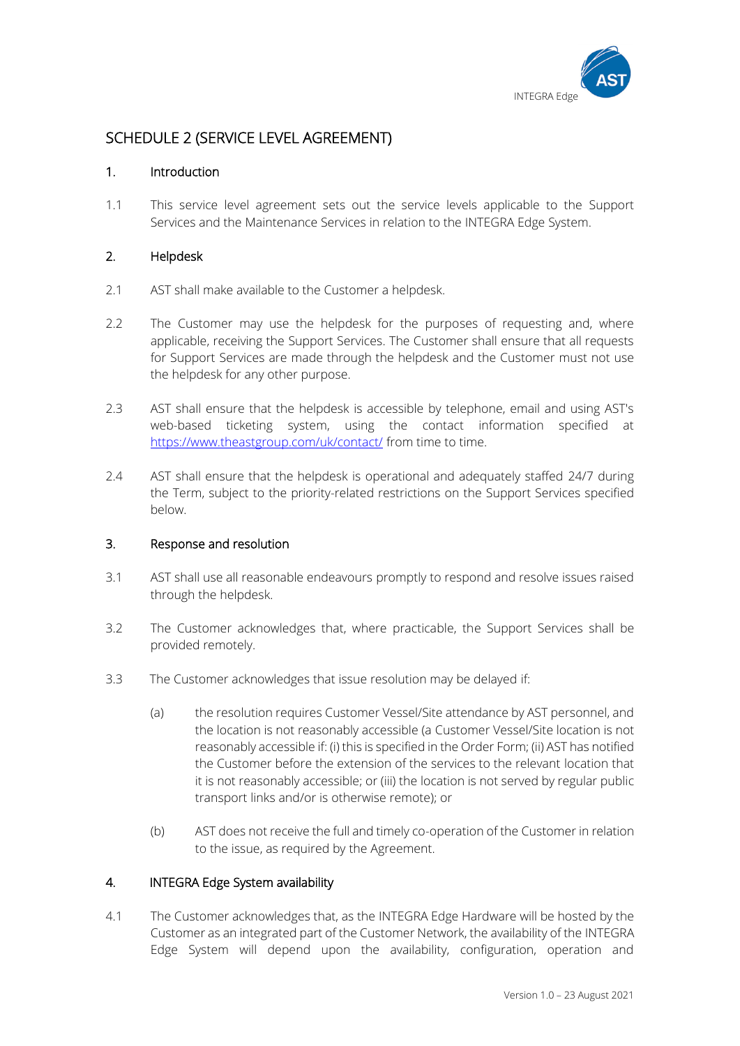# SCHEDULE 2 (SERVICE LEVEL AGREEMENT)

## 1. Introduction

1.1 This service level agreement sets out the service levels applicable to the Support Services and the Maintenance Services in relation to the INTEGRA Edge System.

## 2. Helpdesk

2.1 AST shall make available to the Customer a helpdesk.

2.2 The Customer may use the helpdesk for the purposes of requesting and, where applicable, receiving the Support Services. The Customer shall ensure that all requests for Support Services are made through the helpdesk and the Customer must not use the helpdesk for any other purpose.

2.3 AST shall ensure that the helpdesk is accessible by telephone, email and using AST's web-based ticketing system, using the contact information specified at [https://www.theastgroup.com/uk/contact/](https://www.theastgroup.com/uk/contact/) from time to time.

2.4 AST shall ensure that the helpdesk is operational and adequately staffed 24/7 during the Term, subject to the priority-related restrictions on the Support Services specified below.

## 3. Response and resolution

3.1 AST shall use all reasonable endeavours promptly to respond and resolve issues raised through the helpdesk.

3.2 The Customer acknowledges that, where practicable, the Support Services shall be provided remotely.

3.3 The Customer acknowledges that issue resolution may be delayed if:

(a) the resolution requires Customer Vessel/Site attendance by AST personnel, and the location is not reasonably accessible (a Customer Vessel/Site location is not reasonably accessible if: (i) this is specified in the Order Form; (ii) AST has notified the Customer before the extension of the services to the relevant location that it is not reasonably accessible; or (iii) the location is not served by regular public transport links and/or is otherwise remote); or

(b) AST does not receive the full and timely co-operation of the Customer in relation to the issue, as required by the Agreement.

## 4. INTEGRA Edge System availability

4.1 The Customer acknowledges that, as the INTEGRA Edge Hardware will be hosted by the Customer as an integrated part of the Customer Network, the availability of the INTEGRA Edge System will depend upon the availability, configuration, operation and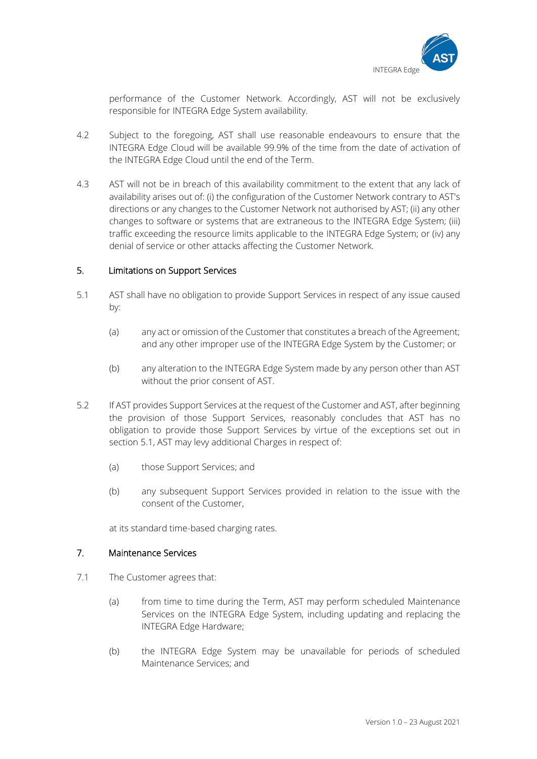performance of the Customer Network. Accordingly, AST will not be exclusively responsible for INTEGRA Edge System availability.

4.2 Subject to the foregoing, AST shall use reasonable endeavours to ensure that the INTEGRA Edge Cloud will be available 99.9% of the time from the date of activation of the INTEGRA Edge Cloud until the end of the Term.

4.3 AST will not be in breach of this availability commitment to the extent that any lack of availability arises out of: (i) the configuration of the Customer Network contrary to AST's directions or any changes to the Customer Network not authorised by AST; (ii) any other changes to software or systems that are extraneous to the INTEGRA Edge System; (iii) traffic exceeding the resource limits applicable to the INTEGRA Edge System; or (iv) any denial of service or other attacks affecting the Customer Network.

## 5. Limitations on Support Services

5.1 AST shall have no obligation to provide Support Services in respect of any issue caused by:

(a) any act or omission of the Customer that constitutes a breach of the Agreement; and any other improper use of the INTEGRA Edge System by the Customer; or

(b) any alteration to the INTEGRA Edge System made by any person other than AST without the prior consent of AST.

5.2 If AST provides Support Services at the request of the Customer and AST, after beginning the provision of those Support Services, reasonably concludes that AST has no obligation to provide those Support Services by virtue of the exceptions set out in section 5.1, AST may levy additional Charges in respect of:

(a) those Support Services; and

(b) any subsequent Support Services provided in relation to the issue with the consent of the Customer,

at its standard time-based charging rates.

## 7. Maintenance Services

7.1 The Customer agrees that:

(a) from time to time during the Term, AST may perform scheduled Maintenance Services on the INTEGRA Edge System, including updating and replacing the INTEGRA Edge Hardware;

(b) the INTEGRA Edge System may be unavailable for periods of scheduled Maintenance Services; and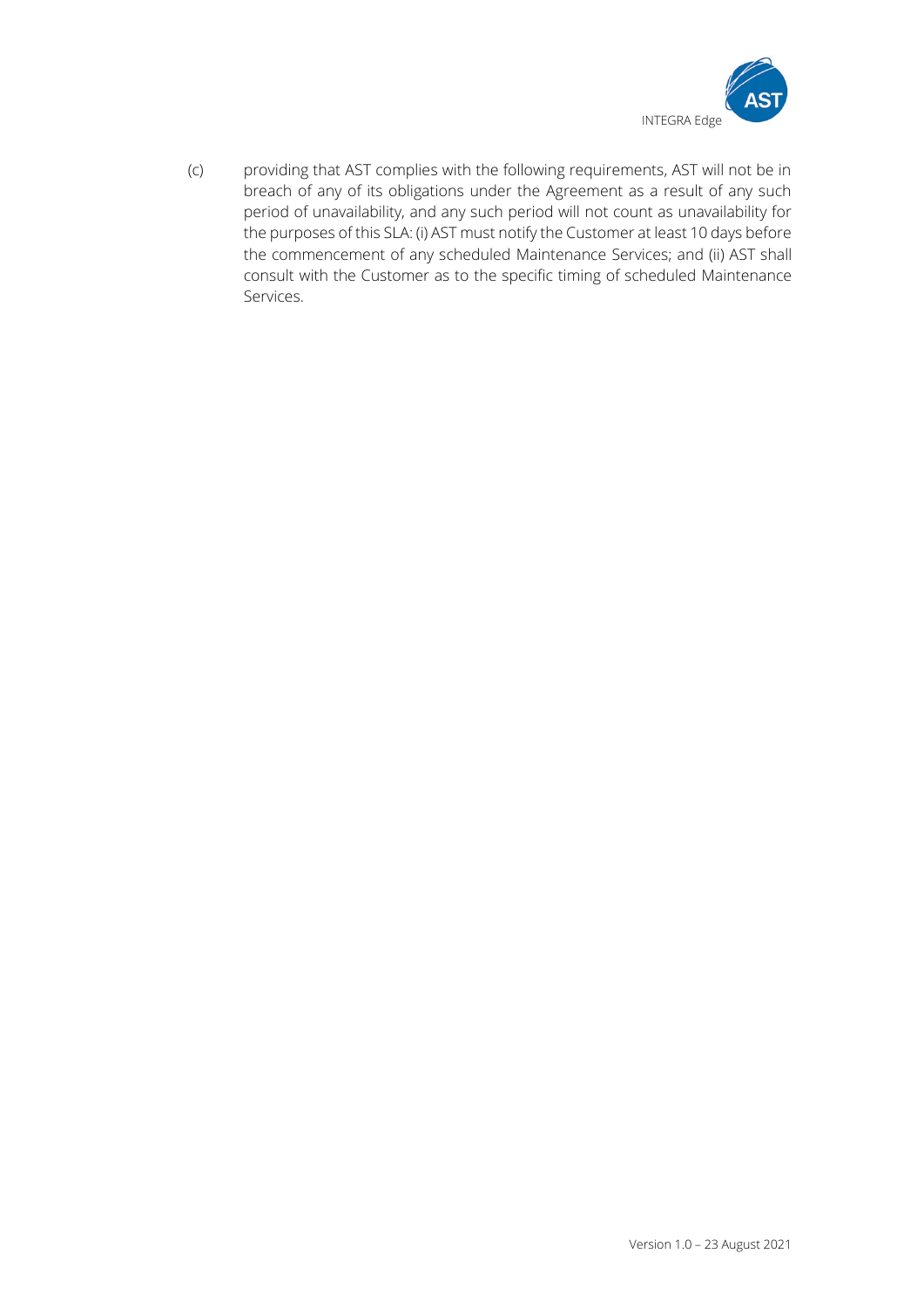(c) providing that AST complies with the following requirements, AST will not be in breach of any of its obligations under the Agreement as a result of any such period of unavailability, and any such period will not count as unavailability for the purposes of this SLA: (i) AST must notify the Customer at least 10 days before the commencement of any scheduled Maintenance Services; and (ii) AST shall consult with the Customer as to the specific timing of scheduled Maintenance Services.